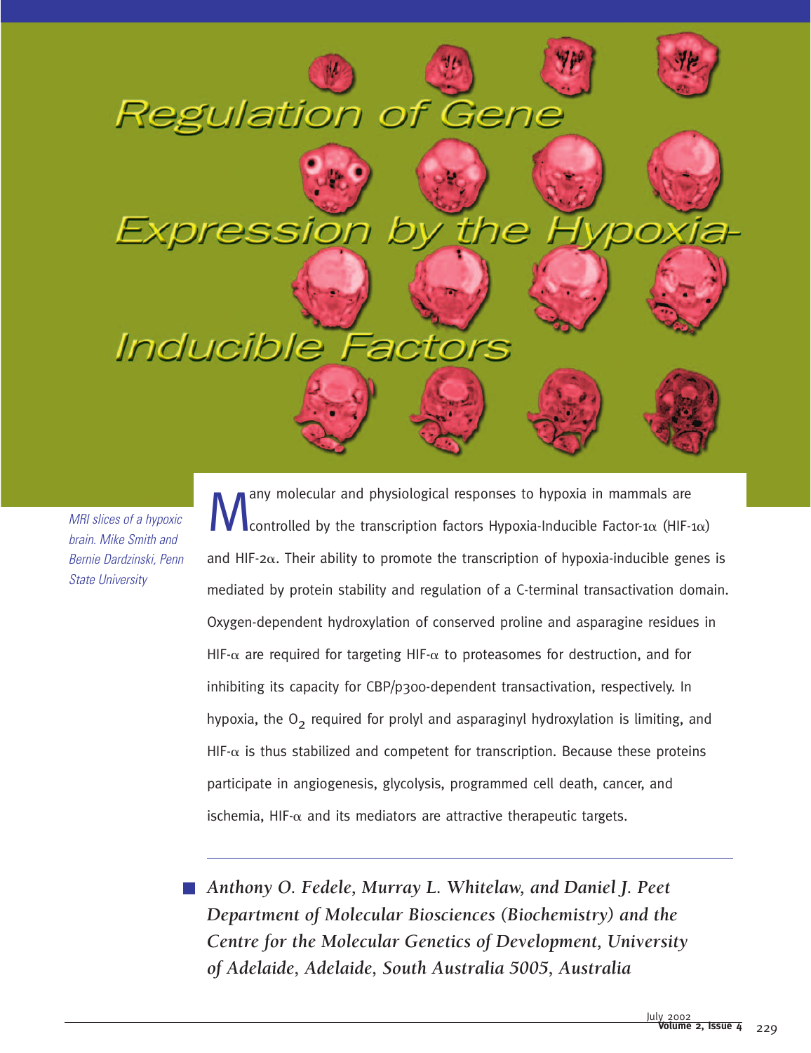# Regulation of Gene Expression by the Hypoxia-Inducible Factors

*MRI slices of a hypoxic brain. Mike Smith and Bernie Dardzinski, Penn State University*

Many molecular and physiological responses to hypoxia in mammals are controlled by the transcription factors Hypoxia-Inducible Factor-1α (HIF-1α) and HIF-2α. Their ability to promote the transcription of hypoxia-inducible genes is mediated by protein stability and regulation of a C-terminal transactivation domain. Oxygen-dependent hydroxylation of conserved proline and asparagine residues in HIF-α are required for targeting HIF-α to proteasomes for destruction, and for inhibiting its capacity for CBP/p300-dependent transactivation, respectively. In hypoxia, the $O_2$ required for prolyl and asparaginyl hydroxylation is limiting, and HIF-α is thus stabilized and competent for transcription. Because these proteins participate in angiogenesis, glycolysis, programmed cell death, cancer, and ischemia, HIF-α and its mediators are attractive therapeutic targets.

*Anthony O. Fedele, Murray L. Whitelaw, and Daniel J. Peet*
*Department of Molecular Biosciences (Biochemistry) and the Centre for the Molecular Genetics of Development, University of Adelaide, Adelaide, South Australia 5005, Australia*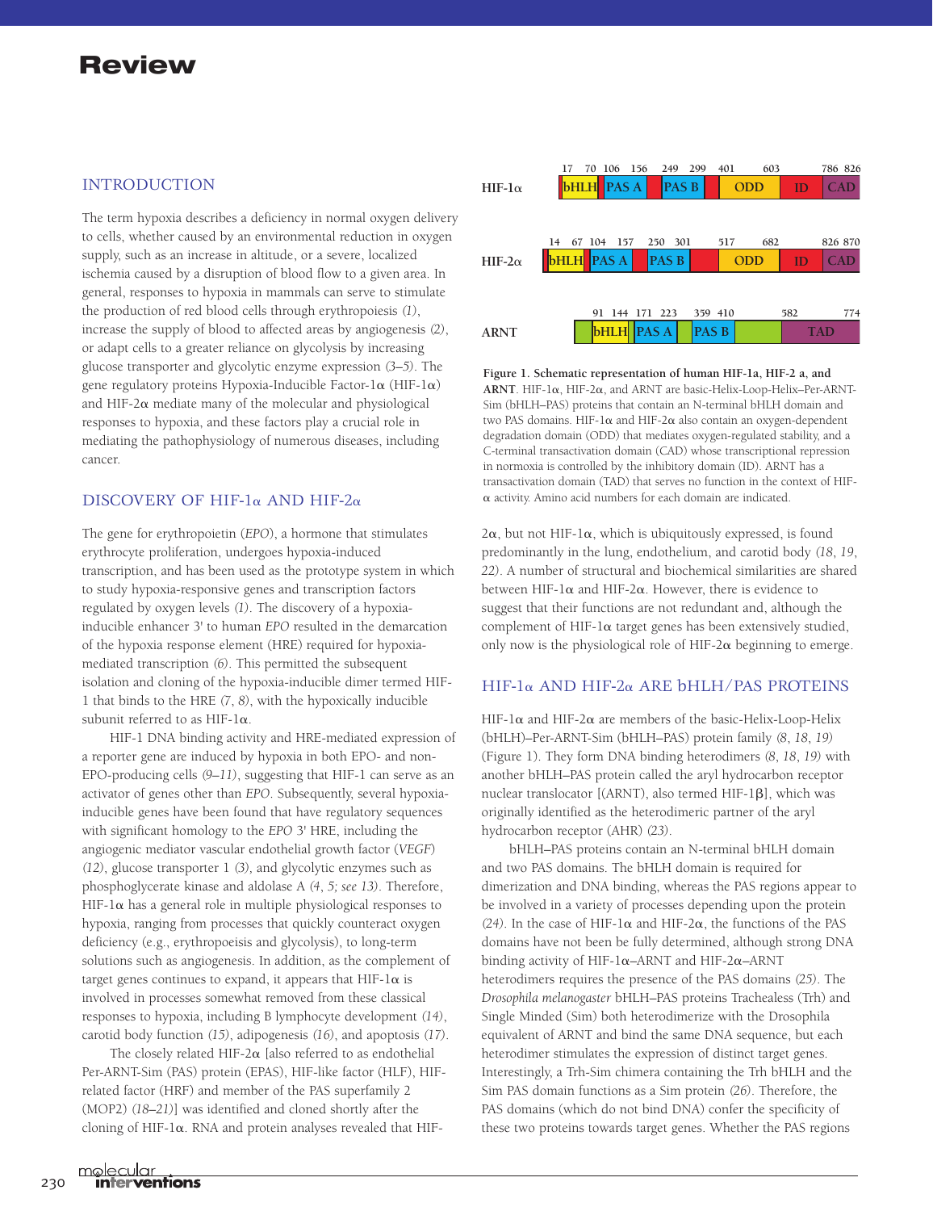## INTRODUCTION

The term hypoxia describes a deficiency in normal oxygen delivery to cells, whether caused by an environmental reduction in oxygen supply, such as an increase in altitude, or a severe, localized ischemia caused by a disruption of blood flow to a given area. In general, responses to hypoxia in mammals can serve to stimulate the production of red blood cells through erythropoiesis *(1)*, increase the supply of blood to affected areas by angiogenesis *(2)*, or adapt cells to a greater reliance on glycolysis by increasing glucose transporter and glycolytic enzyme expression *(3–5)*. The gene regulatory proteins Hypoxia-Inducible Factor-1α (HIF-1α) and HIF-2α mediate many of the molecular and physiological responses to hypoxia, and these factors play a crucial role in mediating the pathophysiology of numerous diseases, including cancer.

## DISCOVERY OF HIF-1α AND HIF-2α

The gene for erythropoietin (*EPO*), a hormone that stimulates erythrocyte proliferation, undergoes hypoxia-induced transcription, and has been used as the prototype system in which to study hypoxia-responsive genes and transcription factors regulated by oxygen levels *(1)*. The discovery of a hypoxia-inducible enhancer 3' to human *EPO* resulted in the demarcation of the hypoxia response element (HRE) required for hypoxia-mediated transcription *(6)*. This permitted the subsequent isolation and cloning of the hypoxia-inducible dimer termed HIF-1 that binds to the HRE (*7*, *8*), with the hypoxically inducible subunit referred to as HIF-1α.

HIF-1 DNA binding activity and HRE-mediated expression of a reporter gene are induced by hypoxia in both EPO- and non-EPO-producing cells *(9–11)*, suggesting that HIF-1 can serve as an activator of genes other than *EPO*. Subsequently, several hypoxia-inducible genes have been found that have regulatory sequences with significant homology to the *EPO* 3' HRE, including the angiogenic mediator vascular endothelial growth factor (*VEGF*) *(12)*, glucose transporter 1 *(3)*, and glycolytic enzymes such as phosphoglycerate kinase and aldolase A *(4, 5; see 13)*. Therefore, HIF-1α has a general role in multiple physiological responses to hypoxia, ranging from processes that quickly counteract oxygen deficiency (e.g., erythropoeisis and glycolysis), to long-term solutions such as angiogenesis. In addition, as the complement of target genes continues to expand, it appears that HIF-1α is involved in processes somewhat removed from these classical responses to hypoxia, including B lymphocyte development *(14)*, carotid body function *(15)*, adipogenesis *(16)*, and apoptosis *(17)*.

The closely related HIF-2α [also referred to as endothelial Per-ARNT-Sim (PAS) protein (EPAS), HIF-like factor (HLF), HIF-related factor (HRF) and member of the PAS superfamily 2 (MOP2) *(18–21)*] was identified and cloned shortly after the cloning of HIF-1α. RNA and protein analyses revealed that HIF-2α, but not HIF-1α, which is ubiquitously expressed, is found predominantly in the lung, endothelium, and carotid body (*18*, *19*, *22*). A number of structural and biochemical similarities are shared between HIF-1α and HIF-2α. However, there is evidence to suggest that their functions are not redundant and, although the complement of HIF-1α target genes has been extensively studied, only now is the physiological role of HIF-2α beginning to emerge.

| | 17 | 70 | 106 | 156 | 249 | 299 | 401 | 603 | | 786 | 826 |
|---|---|---|---|---|---|---|---|---|---|---|---|
| HIF-1α | bHLH | | PAS A | | PAS B | | ODD | | ID | CAD | |

| | 14 | 67 | 104 | 157 | 250 | 301 | 517 | 682 | | 826 | 870 |
|---|---|---|---|---|---|---|---|---|---|---|---|
| HIF-2α | bHLH | | PAS A | | PAS B | | ODD | | ID | CAD | |

| | 91 | 144 | 171 | 223 | 359 | 410 | 582 | 774 |
|---|---|---|---|---|---|---|---|---|
| ARNT | bHLH | | PAS A | | PAS B | | TAD | |

**Figure 1. Schematic representation of human HIF-1a, HIF-2 a, and ARNT**. HIF-1α, HIF-2α, and ARNT are basic-Helix-Loop-Helix–Per-ARNT-Sim (bHLH–PAS) proteins that contain an N-terminal bHLH domain and two PAS domains. HIF-1α and HIF-2α also contain an oxygen-dependent degradation domain (ODD) that mediates oxygen-regulated stability, and a C-terminal transactivation domain (CAD) whose transcriptional repression in normoxia is controlled by the inhibitory domain (ID). ARNT has a transactivation domain (TAD) that serves no function in the context of HIF-α activity. Amino acid numbers for each domain are indicated.

## HIF-1α AND HIF-2α ARE bHLH/PAS PROTEINS

HIF-1α and HIF-2α are members of the basic-Helix-Loop-Helix (bHLH)–Per-ARNT-Sim (bHLH–PAS) protein family *(8, 18, 19)* (Figure 1). They form DNA binding heterodimers *(8, 18, 19)* with another bHLH–PAS protein called the aryl hydrocarbon receptor nuclear translocator [(ARNT), also termed HIF-1β], which was originally identified as the heterodimeric partner of the aryl hydrocarbon receptor (AHR) *(23)*.

bHLH–PAS proteins contain an N-terminal bHLH domain and two PAS domains. The bHLH domain is required for dimerization and DNA binding, whereas the PAS regions appear to be involved in a variety of processes depending upon the protein *(24)*. In the case of HIF-1α and HIF-2α, the functions of the PAS domains have not been be fully determined, although strong DNA binding activity of HIF-1α–ARNT and HIF-2α–ARNT heterodimers requires the presence of the PAS domains *(25)*. The *Drosophila melanogaster* bHLH–PAS proteins Trachealess (Trh) and Single Minded (Sim) both heterodimerize with the Drosophila equivalent of ARNT and bind the same DNA sequence, but each heterodimer stimulates the expression of distinct target genes. Interestingly, a Trh-Sim chimera containing the Trh bHLH and the Sim PAS domain functions as a Sim protein *(26)*. Therefore, the PAS domains (which do not bind DNA) confer the specificity of these two proteins towards target genes. Whether the PAS regions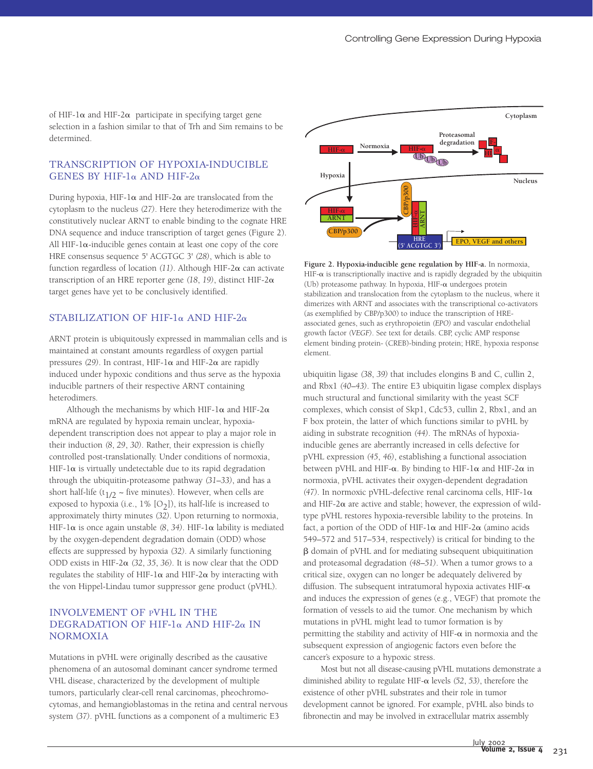of HIF-1α and HIF-2α participate in specifying target gene selection in a fashion similar to that of Trh and Sim remains to be determined.

## TRANSCRIPTION OF HYPOXIA-INDUCIBLE GENES BY HIF-1α AND HIF-2α

During hypoxia, HIF-1α and HIF-2α are translocated from the cytoplasm to the nucleus *(27)*. Here they heterodimerize with the constitutively nuclear ARNT to enable binding to the cognate HRE DNA sequence and induce transcription of target genes (Figure 2). All HIF-1α-inducible genes contain at least one copy of the core HRE consensus sequence 5' ACGTGC 3' *(28)*, which is able to function regardless of location *(11)*. Although HIF-2α can activate transcription of an HRE reporter gene *(18, 19)*, distinct HIF-2α target genes have yet to be conclusively identified.

## STABILIZATION OF HIF-1α AND HIF-2α

ARNT protein is ubiquitously expressed in mammalian cells and is maintained at constant amounts regardless of oxygen partial pressures *(29)*. In contrast, HIF-1α and HIF-2α are rapidly induced under hypoxic conditions and thus serve as the hypoxia inducible partners of their respective ARNT containing heterodimers.

Although the mechanisms by which HIF-1α and HIF-2α mRNA are regulated by hypoxia remain unclear, hypoxia-dependent transcription does not appear to play a major role in their induction *(8, 29, 30)*. Rather, their expression is chiefly controlled post-translationally. Under conditions of normoxia, HIF-1α is virtually undetectable due to its rapid degradation through the ubiquitin-proteasome pathway *(31–33)*, and has a short half-life ($t_{1/2}$ ~ five minutes). However, when cells are exposed to hypoxia (i.e., 1% [$O_2$]), its half-life is increased to approximately thirty minutes *(32)*. Upon returning to normoxia, HIF-1α is once again unstable *(8, 34)*. HIF-1α lability is mediated by the oxygen-dependent degradation domain (ODD) whose effects are suppressed by hypoxia *(32)*. A similarly functioning ODD exists in HIF-2α *(32, 35, 36)*. It is now clear that the ODD regulates the stability of HIF-1α and HIF-2α by interacting with the von Hippel-Lindau tumor suppressor gene product (pVHL).

## INVOLVEMENT OF pVHL IN THE DEGRADATION OF HIF-1α AND HIF-2α IN NORMOXIA

Mutations in pVHL were originally described as the causative phenomena of an autosomal dominant cancer syndrome termed VHL disease, characterized by the development of multiple tumors, particularly clear-cell renal carcinomas, pheochromocytomas, and hemangioblastomas in the retina and central nervous system *(37)*. pVHL functions as a component of a multimeric E3 ubiquitin ligase *(38, 39)* that includes elongins B and C, cullin 2, and Rbx1 *(40–43)*. The entire E3 ubiquitin ligase complex displays much structural and functional similarity with the yeast SCF complexes, which consist of Skp1, Cdc53, cullin 2, Rbx1, and an F box protein, the latter of which functions similar to pVHL by aiding in substrate recognition *(44)*. The mRNAs of hypoxia-inducible genes are aberrantly increased in cells defective for pVHL expression *(45, 46)*, establishing a functional association between pVHL and HIF-α. By binding to HIF-1α and HIF-2α in normoxia, pVHL activates their oxygen-dependent degradation *(47)*. In normoxic pVHL-defective renal carcinoma cells, HIF-1α and HIF-2α are active and stable; however, the expression of wild-type pVHL restores hypoxia-reversible lability to the proteins. In fact, a portion of the ODD of HIF-1α and HIF-2α (amino acids 549–572 and 517–534, respectively) is critical for binding to the β domain of pVHL and for mediating subsequent ubiquitination and proteasomal degradation *(48–51)*. When a tumor grows to a critical size, oxygen can no longer be adequately delivered by diffusion. The subsequent intratumoral hypoxia activates HIF-α and induces the expression of genes (e.g., VEGF) that promote the formation of vessels to aid the tumor. One mechanism by which mutations in pVHL might lead to tumor formation is by permitting the stability and activity of HIF-α in normoxia and the subsequent expression of angiogenic factors even before the cancer's exposure to a hypoxic stress.

Most but not all disease-causing pVHL mutations demonstrate a diminished ability to regulate HIF-α levels *(52, 53)*, therefore the existence of other pVHL substrates and their role in tumor development cannot be ignored. For example, pVHL also binds to fibronectin and may be involved in extracellular matrix assembly

**Figure 2. Hypoxia-inducible gene regulation by HIF-a.** In normoxia, HIF-α is transcriptionally inactive and is rapidly degraded by the ubiquitin (Ub) proteasome pathway. In hypoxia, HIF-α undergoes protein stabilization and translocation from the cytoplasm to the nucleus, where it dimerizes with ARNT and associates with the transcriptional co-activators (as exemplified by CBP/p300) to induce the transcription of HRE-associated genes, such as erythropoietin *(EPO)* and vascular endothelial growth factor *(VEGF)*. See text for details. CBP, cyclic AMP response element binding protein- (CREB)-binding protein; HRE, hypoxia response element.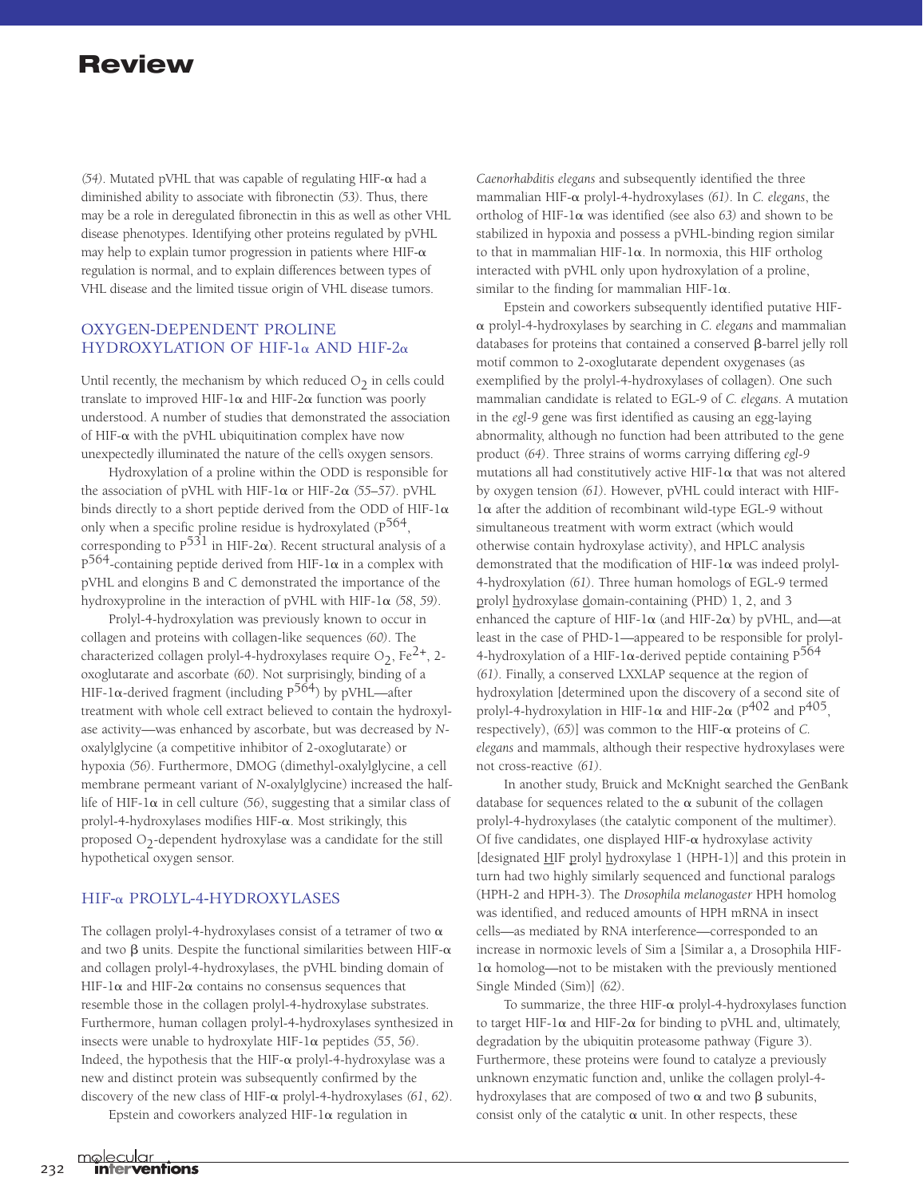(54). Mutated pVHL that was capable of regulating HIF-α had a diminished ability to associate with fibronectin (53). Thus, there may be a role in deregulated fibronectin in this as well as other VHL disease phenotypes. Identifying other proteins regulated by pVHL may help to explain tumor progression in patients where HIF-α regulation is normal, and to explain differences between types of VHL disease and the limited tissue origin of VHL disease tumors.

## OXYGEN-DEPENDENT PROLINE HYDROXYLATION OF HIF-1α AND HIF-2α

Until recently, the mechanism by which reduced $O_2$ in cells could translate to improved HIF-1α and HIF-2α function was poorly understood. A number of studies that demonstrated the association of HIF-α with the pVHL ubiquitination complex have now unexpectedly illuminated the nature of the cell's oxygen sensors.

Hydroxylation of a proline within the ODD is responsible for the association of pVHL with HIF-1α or HIF-2α (55–57). pVHL binds directly to a short peptide derived from the ODD of HIF-1α only when a specific proline residue is hydroxylated ($P^{564}$, corresponding to $P^{531}$ in HIF-2α). Recent structural analysis of a $P^{564}$-containing peptide derived from HIF-1α in a complex with pVHL and elongins B and C demonstrated the importance of the hydroxyproline in the interaction of pVHL with HIF-1α (58, 59).

Prolyl-4-hydroxylation was previously known to occur in collagen and proteins with collagen-like sequences (60). The characterized collagen prolyl-4-hydroxylases require $O_2$, $Fe^{2+}$, 2-oxoglutarate and ascorbate (60). Not surprisingly, binding of a HIF-1α-derived fragment (including $P^{564}$) by pVHL—after treatment with whole cell extract believed to contain the hydroxylase activity—was enhanced by ascorbate, but was decreased by *N*-oxalylglycine (a competitive inhibitor of 2-oxoglutarate) or hypoxia (56). Furthermore, DMOG (dimethyl-oxalylglycine, a cell membrane permeant variant of *N*-oxalylglycine) increased the half-life of HIF-1α in cell culture (56), suggesting that a similar class of prolyl-4-hydroxylases modifies HIF-α. Most strikingly, this proposed $O_2$-dependent hydroxylase was a candidate for the still hypothetical oxygen sensor.

## HIF-α PROLYL-4-HYDROXYLASES

The collagen prolyl-4-hydroxylases consist of a tetramer of two α and two β units. Despite the functional similarities between HIF-α and collagen prolyl-4-hydroxylases, the pVHL binding domain of HIF-1α and HIF-2α contains no consensus sequences that resemble those in the collagen prolyl-4-hydroxylase substrates. Furthermore, human collagen prolyl-4-hydroxylases synthesized in insects were unable to hydroxylate HIF-1α peptides (55, 56). Indeed, the hypothesis that the HIF-α prolyl-4-hydroxylase was a new and distinct protein was subsequently confirmed by the discovery of the new class of HIF-α prolyl-4-hydroxylases (61, 62).

Epstein and coworkers analyzed HIF-1α regulation in *Caenorhabditis elegans* and subsequently identified the three mammalian HIF-α prolyl-4-hydroxylases (61). In *C. elegans*, the ortholog of HIF-1α was identified (see also 63) and shown to be stabilized in hypoxia and possess a pVHL-binding region similar to that in mammalian HIF-1α. In normoxia, this HIF ortholog interacted with pVHL only upon hydroxylation of a proline, similar to the finding for mammalian HIF-1α.

Epstein and coworkers subsequently identified putative HIF-α prolyl-4-hydroxylases by searching in *C. elegans* and mammalian databases for proteins that contained a conserved β-barrel jelly roll motif common to 2-oxoglutarate dependent oxygenases (as exemplified by the prolyl-4-hydroxylases of collagen). One such mammalian candidate is related to EGL-9 of *C. elegans*. A mutation in the *egl-9* gene was first identified as causing an egg-laying abnormality, although no function had been attributed to the gene product (64). Three strains of worms carrying differing *egl-9* mutations all had constitutively active HIF-1α that was not altered by oxygen tension (61). However, pVHL could interact with HIF-1α after the addition of recombinant wild-type EGL-9 without simultaneous treatment with worm extract (which would otherwise contain hydroxylase activity), and HPLC analysis demonstrated that the modification of HIF-1α was indeed prolyl-4-hydroxylation (61). Three human homologs of EGL-9 termed prolyl hydroxylase domain-containing (PHD) 1, 2, and 3 enhanced the capture of HIF-1α (and HIF-2α) by pVHL, and—at least in the case of PHD-1—appeared to be responsible for prolyl-4-hydroxylation of a HIF-1α-derived peptide containing $P^{564}$ (61). Finally, a conserved LXXLAP sequence at the region of hydroxylation [determined upon the discovery of a second site of prolyl-4-hydroxylation in HIF-1α and HIF-2α ($P^{402}$ and $P^{405}$, respectively), (65)] was common to the HIF-α proteins of *C. elegans* and mammals, although their respective hydroxylases were not cross-reactive (61).

In another study, Bruick and McKnight searched the GenBank database for sequences related to the α subunit of the collagen prolyl-4-hydroxylases (the catalytic component of the multimer). Of five candidates, one displayed HIF-α hydroxylase activity [designated HIF prolyl hydroxylase 1 (HPH-1)] and this protein in turn had two highly similarly sequenced and functional paralogs (HPH-2 and HPH-3). The *Drosophila melanogaster* HPH homolog was identified, and reduced amounts of HPH mRNA in insect cells—as mediated by RNA interference—corresponded to an increase in normoxic levels of Sim a [Similar a, a Drosophila HIF-1α homolog—not to be mistaken with the previously mentioned Single Minded (Sim)] (62).

To summarize, the three HIF-α prolyl-4-hydroxylases function to target HIF-1α and HIF-2α for binding to pVHL and, ultimately, degradation by the ubiquitin proteasome pathway (Figure 3). Furthermore, these proteins were found to catalyze a previously unknown enzymatic function and, unlike the collagen prolyl-4-hydroxylases that are composed of two α and two β subunits, consist only of the catalytic α unit. In other respects, these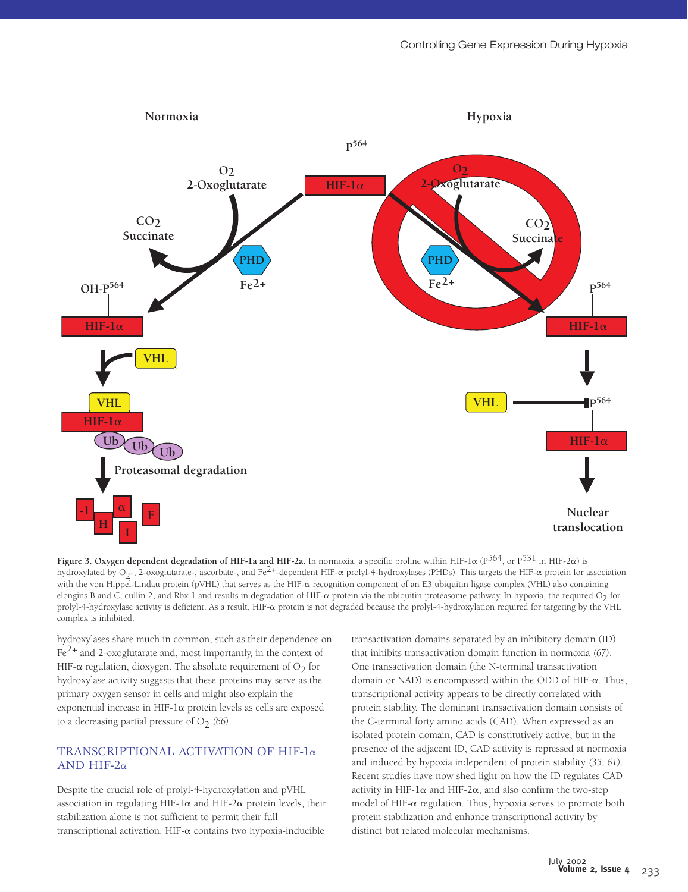**Figure 3. Oxygen dependent degradation of HIF-1a and HIF-2a.** In normoxia, a specific proline within HIF-1α ($P^{564}$, or $P^{531}$ in HIF-2α) is hydroxylated by $O_2$-, 2-oxoglutarate-, ascorbate-, and $Fe^{2+}$-dependent HIF-α prolyl-4-hydroxylases (PHDs). This targets the HIF-α protein for association with the von Hippel-Lindau protein (pVHL) that serves as the HIF-α recognition component of an E3 ubiquitin ligase complex (VHL) also containing elongins B and C, cullin 2, and Rbx 1 and results in degradation of HIF-α protein via the ubiquitin proteasome pathway. In hypoxia, the required $O_2$ for prolyl-4-hydroxylase activity is deficient. As a result, HIF-α protein is not degraded because the prolyl-4-hydroxylation required for targeting by the VHL complex is inhibited.

hydroxylases share much in common, such as their dependence on $Fe^{2+}$ and 2-oxoglutarate and, most importantly, in the context of HIF-α regulation, dioxygen. The absolute requirement of $O_2$ for hydroxylase activity suggests that these proteins may serve as the primary oxygen sensor in cells and might also explain the exponential increase in HIF-1α protein levels as cells are exposed to a decreasing partial pressure of $O_2$ *(66)*.

## TRANSCRIPTIONAL ACTIVATION OF HIF-1α AND HIF-2α

Despite the crucial role of prolyl-4-hydroxylation and pVHL association in regulating HIF-1α and HIF-2α protein levels, their stabilization alone is not sufficient to permit their full transcriptional activation. HIF-α contains two hypoxia-inducible transactivation domains separated by an inhibitory domain (ID) that inhibits transactivation domain function in normoxia *(67)*. One transactivation domain (the N-terminal transactivation domain or NAD) is encompassed within the ODD of HIF-α. Thus, transcriptional activity appears to be directly correlated with protein stability. The dominant transactivation domain consists of the C-terminal forty amino acids (CAD). When expressed as an isolated protein domain, CAD is constitutively active, but in the presence of the adjacent ID, CAD activity is repressed at normoxia and induced by hypoxia independent of protein stability *(35, 61)*. Recent studies have now shed light on how the ID regulates CAD activity in HIF-1α and HIF-2α, and also confirm the two-step model of HIF-α regulation. Thus, hypoxia serves to promote both protein stabilization and enhance transcriptional activity by distinct but related molecular mechanisms.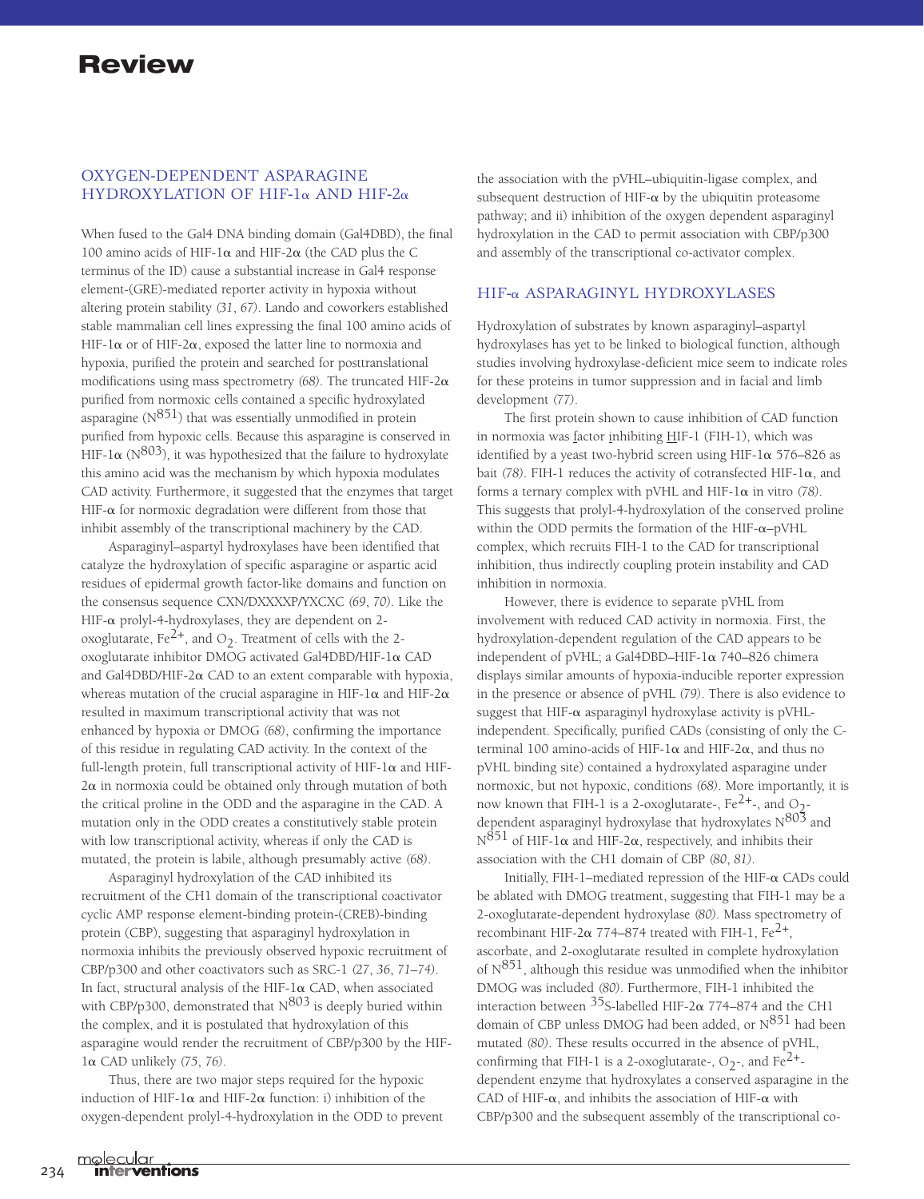## OXYGEN-DEPENDENT ASPARAGINE HYDROXYLATION OF HIF-1α AND HIF-2α

When fused to the Gal4 DNA binding domain (Gal4DBD), the final 100 amino acids of HIF-1α and HIF-2α (the CAD plus the C terminus of the ID) cause a substantial increase in Gal4 response element-(GRE)-mediated reporter activity in hypoxia without altering protein stability *(31, 67)*. Lando and coworkers established stable mammalian cell lines expressing the final 100 amino acids of HIF-1α or of HIF-2α, exposed the latter line to normoxia and hypoxia, purified the protein and searched for posttranslational modifications using mass spectrometry *(68)*. The truncated HIF-2α purified from normoxic cells contained a specific hydroxylated asparagine ($N^{851}$) that was essentially unmodified in protein purified from hypoxic cells. Because this asparagine is conserved in HIF-1α ($N^{803}$), it was hypothesized that the failure to hydroxylate this amino acid was the mechanism by which hypoxia modulates CAD activity. Furthermore, it suggested that the enzymes that target HIF-α for normoxic degradation were different from those that inhibit assembly of the transcriptional machinery by the CAD.

Asparaginyl–aspartyl hydroxylases have been identified that catalyze the hydroxylation of specific asparagine or aspartic acid residues of epidermal growth factor-like domains and function on the consensus sequence CXN/DXXXXP/YXCXC *(69, 70)*. Like the HIF-α prolyl-4-hydroxylases, they are dependent on 2-oxoglutarate, $Fe^{2+}$, and $O_2$. Treatment of cells with the 2-oxoglutarate inhibitor DMOG activated Gal4DBD/HIF-1α CAD and Gal4DBD/HIF-2α CAD to an extent comparable with hypoxia, whereas mutation of the crucial asparagine in HIF-1α and HIF-2α resulted in maximum transcriptional activity that was not enhanced by hypoxia or DMOG *(68)*, confirming the importance of this residue in regulating CAD activity. In the context of the full-length protein, full transcriptional activity of HIF-1α and HIF-2α in normoxia could be obtained only through mutation of both the critical proline in the ODD and the asparagine in the CAD. A mutation only in the ODD creates a constitutively stable protein with low transcriptional activity, whereas if only the CAD is mutated, the protein is labile, although presumably active *(68)*.

Asparaginyl hydroxylation of the CAD inhibited its recruitment of the CH1 domain of the transcriptional coactivator cyclic AMP response element-binding protein-(CREB)-binding protein (CBP), suggesting that asparaginyl hydroxylation in normoxia inhibits the previously observed hypoxic recruitment of CBP/p300 and other coactivators such as SRC-1 *(27, 36, 71–74)*. In fact, structural analysis of the HIF-1α CAD, when associated with CBP/p300, demonstrated that $N^{803}$ is deeply buried within the complex, and it is postulated that hydroxylation of this asparagine would render the recruitment of CBP/p300 by the HIF-1α CAD unlikely *(75, 76)*.

Thus, there are two major steps required for the hypoxic induction of HIF-1α and HIF-2α function: i) inhibition of the oxygen-dependent prolyl-4-hydroxylation in the ODD to prevent the association with the pVHL–ubiquitin-ligase complex, and subsequent destruction of HIF-α by the ubiquitin proteasome pathway; and ii) inhibition of the oxygen dependent asparaginyl hydroxylation in the CAD to permit association with CBP/p300 and assembly of the transcriptional co-activator complex.

## HIF-α ASPARAGINYL HYDROXYLASES

Hydroxylation of substrates by known asparaginyl–aspartyl hydroxylases has yet to be linked to biological function, although studies involving hydroxylase-deficient mice seem to indicate roles for these proteins in tumor suppression and in facial and limb development *(77)*.

The first protein shown to cause inhibition of CAD function in normoxia was factor inhibiting HIF-1 (FIH-1), which was identified by a yeast two-hybrid screen using HIF-1α 576–826 as bait *(78)*. FIH-1 reduces the activity of cotransfected HIF-1α, and forms a ternary complex with pVHL and HIF-1α in vitro *(78)*. This suggests that prolyl-4-hydroxylation of the conserved proline within the ODD permits the formation of the HIF-α–pVHL complex, which recruits FIH-1 to the CAD for transcriptional inhibition, thus indirectly coupling protein instability and CAD inhibition in normoxia.

However, there is evidence to separate pVHL from involvement with reduced CAD activity in normoxia. First, the hydroxylation-dependent regulation of the CAD appears to be independent of pVHL; a Gal4DBD–HIF-1α 740–826 chimera displays similar amounts of hypoxia-inducible reporter expression in the presence or absence of pVHL *(79)*. There is also evidence to suggest that HIF-α asparaginyl hydroxylase activity is pVHL-independent. Specifically, purified CADs (consisting of only the C-terminal 100 amino-acids of HIF-1α and HIF-2α, and thus no pVHL binding site) contained a hydroxylated asparagine under normoxic, but not hypoxic, conditions *(68)*. More importantly, it is now known that FIH-1 is a 2-oxoglutarate-, $Fe^{2+}$-, and $O_2$-dependent asparaginyl hydroxylase that hydroxylates $N^{803}$ and $N^{851}$ of HIF-1α and HIF-2α, respectively, and inhibits their association with the CH1 domain of CBP *(80, 81)*.

Initially, FIH-1–mediated repression of the HIF-α CADs could be ablated with DMOG treatment, suggesting that FIH-1 may be a 2-oxoglutarate-dependent hydroxylase *(80)*. Mass spectrometry of recombinant HIF-2α 774–874 treated with FIH-1, $Fe^{2+}$, ascorbate, and 2-oxoglutarate resulted in complete hydroxylation of $N^{851}$, although this residue was unmodified when the inhibitor DMOG was included *(80)*. Furthermore, FIH-1 inhibited the interaction between $^{35}$S-labelled HIF-2α 774–874 and the CH1 domain of CBP unless DMOG had been added, or $N^{851}$ had been mutated *(80)*. These results occurred in the absence of pVHL, confirming that FIH-1 is a 2-oxoglutarate-, $O_2$-, and $Fe^{2+}$-dependent enzyme that hydroxylates a conserved asparagine in the CAD of HIF-α, and inhibits the association of HIF-α with CBP/p300 and the subsequent assembly of the transcriptional co-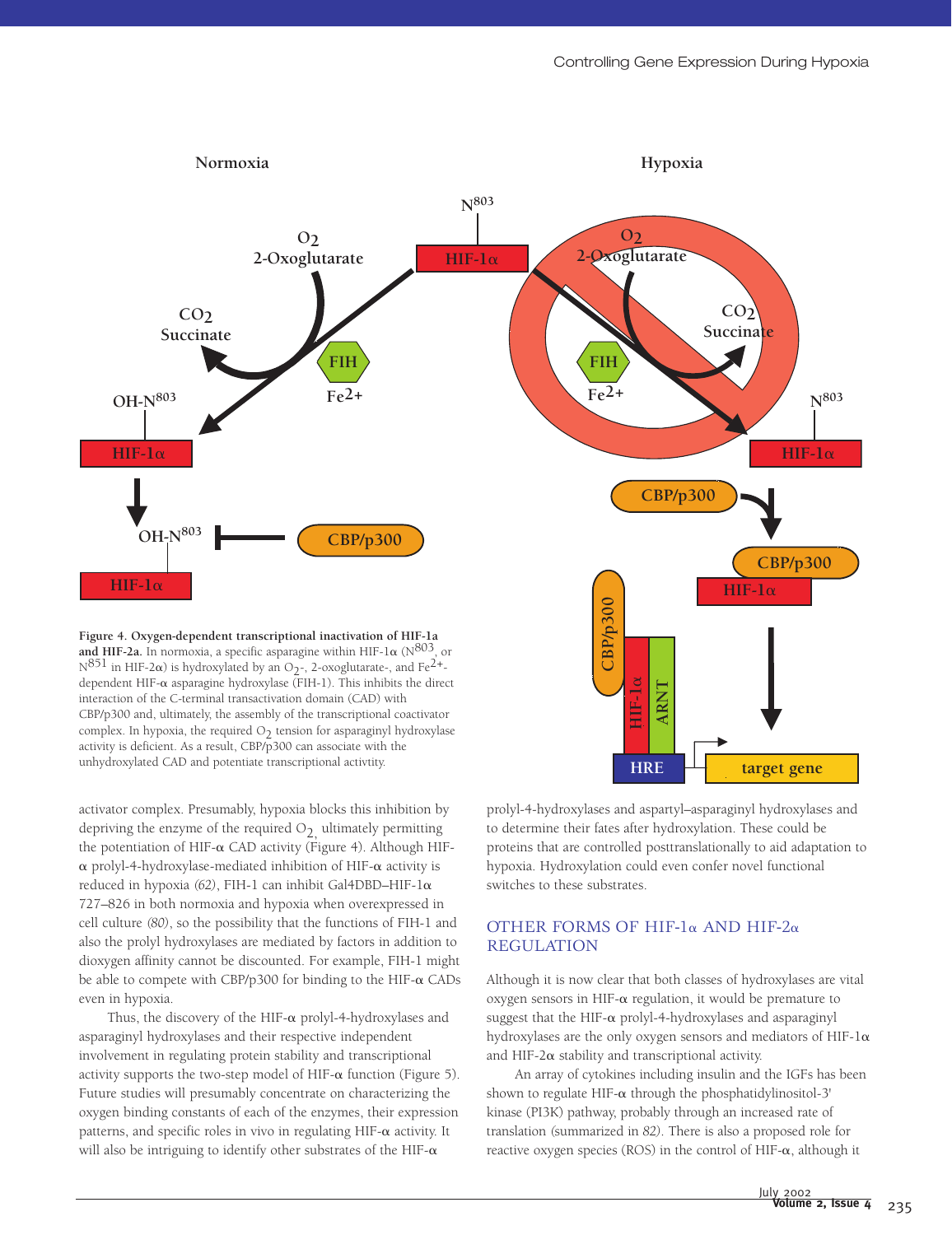**Figure 4. Oxygen-dependent transcriptional inactivation of HIF-1a and HIF-2a.** In normoxia, a specific asparagine within HIF-1α ($N^{803}$, or $N^{851}$ in HIF-2α) is hydroxylated by an $O_2$-, 2-oxoglutarate-, and $Fe^{2+}$-dependent HIF-α asparagine hydroxylase (FIH-1). This inhibits the direct interaction of the C-terminal transactivation domain (CAD) with CBP/p300 and, ultimately, the assembly of the transcriptional coactivator complex. In hypoxia, the required $O_2$ tension for asparaginyl hydroxylase activity is deficient. As a result, CBP/p300 can associate with the unhydroxylated CAD and potentiate transcriptional activtity.

activator complex. Presumably, hypoxia blocks this inhibition by depriving the enzyme of the required $O_2$, ultimately permitting the potentiation of HIF-α CAD activity (Figure 4). Although HIF-α prolyl-4-hydroxylase-mediated inhibition of HIF-α activity is reduced in hypoxia *(62)*, FIH-1 can inhibit Gal4DBD–HIF-1α 727–826 in both normoxia and hypoxia when overexpressed in cell culture *(80)*, so the possibility that the functions of FIH-1 and also the prolyl hydroxylases are mediated by factors in addition to dioxygen affinity cannot be discounted. For example, FIH-1 might be able to compete with CBP/p300 for binding to the HIF-α CADs even in hypoxia.

Thus, the discovery of the HIF-α prolyl-4-hydroxylases and asparaginyl hydroxylases and their respective independent involvement in regulating protein stability and transcriptional activity supports the two-step model of HIF-α function (Figure 5). Future studies will presumably concentrate on characterizing the oxygen binding constants of each of the enzymes, their expression patterns, and specific roles in vivo in regulating HIF-α activity. It will also be intriguing to identify other substrates of the HIF-α prolyl-4-hydroxylases and aspartyl–asparaginyl hydroxylases and to determine their fates after hydroxylation. These could be proteins that are controlled posttranslationally to aid adaptation to hypoxia. Hydroxylation could even confer novel functional switches to these substrates.

## OTHER FORMS OF HIF-1α AND HIF-2α REGULATION

Although it is now clear that both classes of hydroxylases are vital oxygen sensors in HIF-α regulation, it would be premature to suggest that the HIF-α prolyl-4-hydroxylases and asparaginyl hydroxylases are the only oxygen sensors and mediators of HIF-1α and HIF-2α stability and transcriptional activity.

An array of cytokines including insulin and the IGFs has been shown to regulate HIF-α through the phosphatidylinositol-3' kinase (PI3K) pathway, probably through an increased rate of translation (summarized in *82)*. There is also a proposed role for reactive oxygen species (ROS) in the control of HIF-α, although it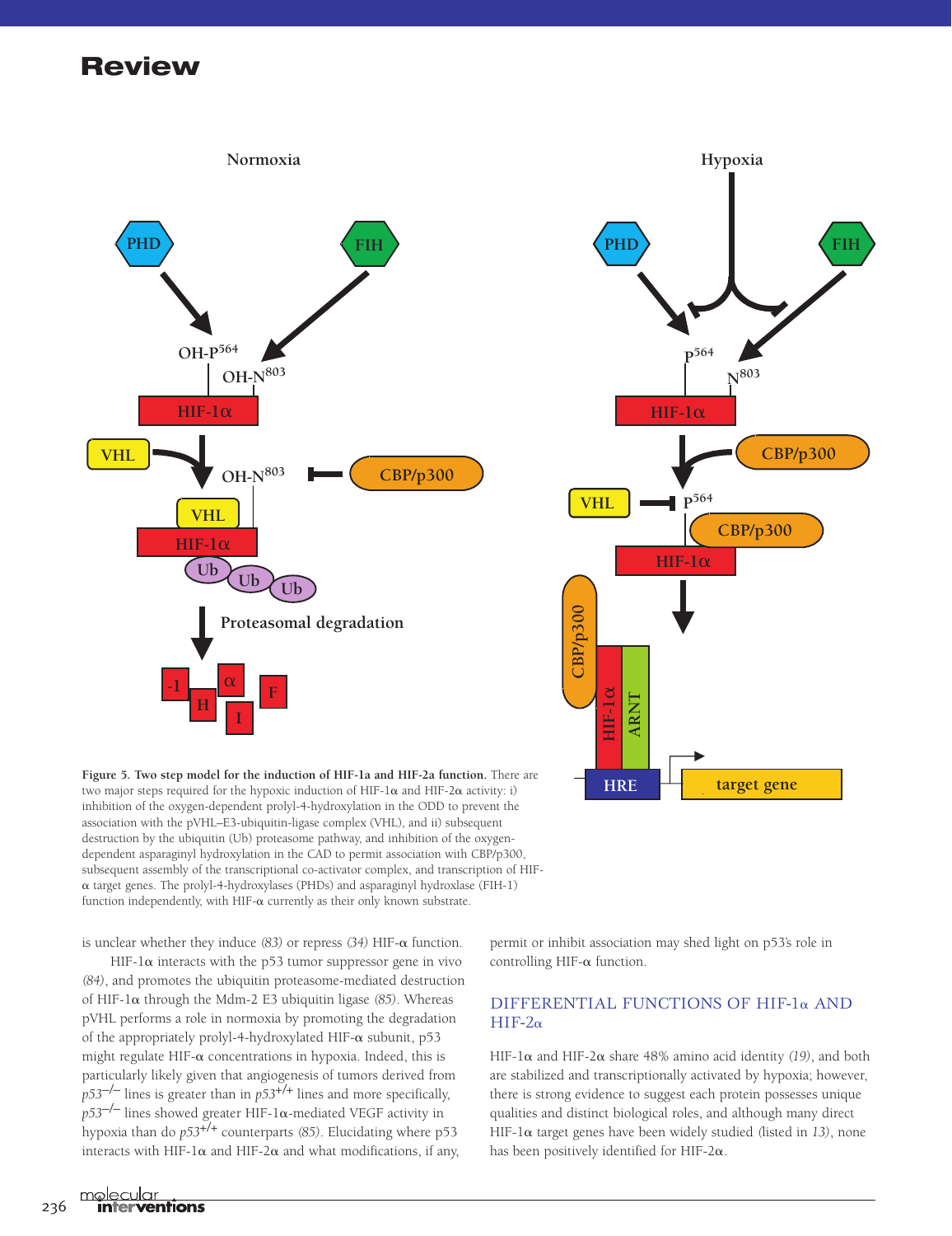**Figure 5. Two step model for the induction of HIF-1a and HIF-2a function.** There are two major steps required for the hypoxic induction of HIF-1α and HIF-2α activity: i) inhibition of the oxygen-dependent prolyl-4-hydroxylation in the ODD to prevent the association with the pVHL–E3-ubiquitin-ligase complex (VHL), and ii) subsequent destruction by the ubiquitin (Ub) proteasome pathway, and inhibition of the oxygen-dependent asparaginyl hydroxylation in the CAD to permit association with CBP/p300, subsequent assembly of the transcriptional co-activator complex, and transcription of HIF-α target genes. The prolyl-4-hydroxylases (PHDs) and asparaginyl hydroxlase (FIH-1) function independently, with HIF-α currently as their only known substrate.

is unclear whether they induce *(83)* or repress *(34)* HIF-α function.

HIF-1α interacts with the p53 tumor suppressor gene in vivo *(84)*, and promotes the ubiquitin proteasome-mediated destruction of HIF-1α through the Mdm-2 E3 ubiquitin ligase *(85)*. Whereas pVHL performs a role in normoxia by promoting the degradation of the appropriately prolyl-4-hydroxylated HIF-α subunit, p53 might regulate HIF-α concentrations in hypoxia. Indeed, this is particularly likely given that angiogenesis of tumors derived from *p53*$^{-/-}$ lines is greater than in *p53*$^{+/+}$ lines and more specifically, *p53*$^{-/-}$ lines showed greater HIF-1α-mediated VEGF activity in hypoxia than do *p53*$^{+/+}$ counterparts *(85)*. Elucidating where p53 interacts with HIF-1α and HIF-2α and what modifications, if any, permit or inhibit association may shed light on p53's role in controlling HIF-α function.

## DIFFERENTIAL FUNCTIONS OF HIF-1α AND HIF-2α

HIF-1α and HIF-2α share 48% amino acid identity *(19)*, and both are stabilized and transcriptionally activated by hypoxia; however, there is strong evidence to suggest each protein possesses unique qualities and distinct biological roles, and although many direct HIF-1α target genes have been widely studied (listed in *13*), none has been positively identified for HIF-2α.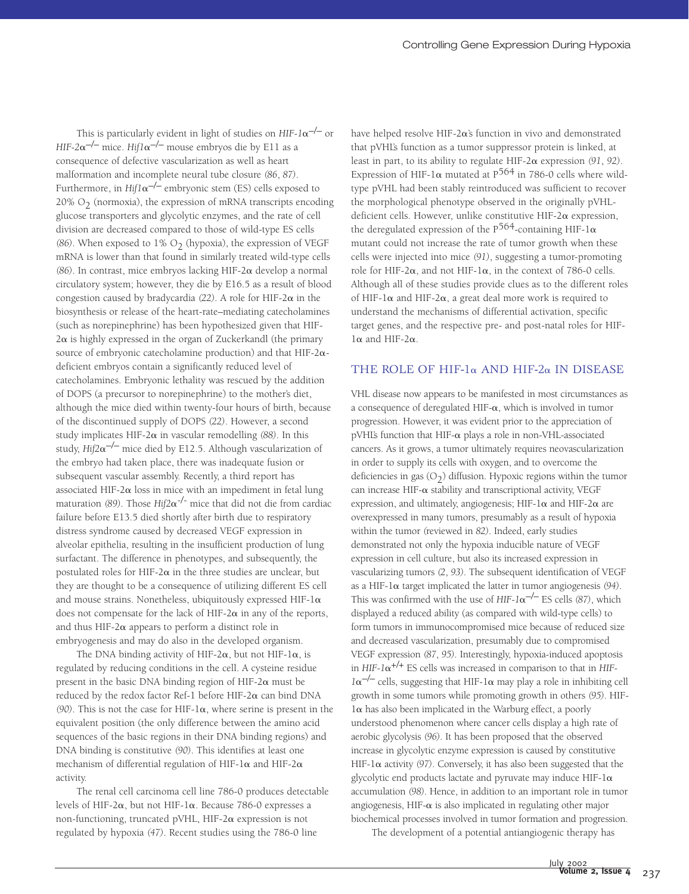This is particularly evident in light of studies on *HIF-1*$\alpha^{-/-}$ or *HIF-2*$\alpha^{-/-}$ mice. *Hif1*$\alpha^{-/-}$ mouse embryos die by E11 as a consequence of defective vascularization as well as heart malformation and incomplete neural tube closure *(86, 87)*. Furthermore, in *Hif1*$\alpha^{-/-}$ embryonic stem (ES) cells exposed to 20% $O_2$ (normoxia), the expression of mRNA transcripts encoding glucose transporters and glycolytic enzymes, and the rate of cell division are decreased compared to those of wild-type ES cells *(86)*. When exposed to 1% $O_2$ (hypoxia), the expression of VEGF mRNA is lower than that found in similarly treated wild-type cells *(86)*. In contrast, mice embryos lacking HIF-2α develop a normal circulatory system; however, they die by E16.5 as a result of blood congestion caused by bradycardia *(22)*. A role for HIF-2α in the biosynthesis or release of the heart-rate–mediating catecholamines (such as norepinephrine) has been hypothesized given that HIF-2α is highly expressed in the organ of Zuckerkandl (the primary source of embryonic catecholamine production) and that HIF-2α-deficient embryos contain a significantly reduced level of catecholamines. Embryonic lethality was rescued by the addition of DOPS (a precursor to norepinephrine) to the mother's diet, although the mice died within twenty-four hours of birth, because of the discontinued supply of DOPS *(22)*. However, a second study implicates HIF-2α in vascular remodelling *(88)*. In this study, *Hif2*$\alpha^{-/-}$ mice died by E12.5. Although vascularization of the embryo had taken place, there was inadequate fusion or subsequent vascular assembly. Recently, a third report has associated HIF-2α loss in mice with an impediment in fetal lung maturation *(89)*. Those *Hif2*$\alpha^{-/-}$ mice that did not die from cardiac failure before E13.5 died shortly after birth due to respiratory distress syndrome caused by decreased VEGF expression in alveolar epithelia, resulting in the insufficient production of lung surfactant. The difference in phenotypes, and subsequently, the postulated roles for HIF-2α in the three studies are unclear, but they are thought to be a consequence of utilizing different ES cell and mouse strains. Nonetheless, ubiquitously expressed HIF-1α does not compensate for the lack of HIF-2α in any of the reports, and thus HIF-2α appears to perform a distinct role in embryogenesis and may do also in the developed organism.

The DNA binding activity of HIF-2α, but not HIF-1α, is regulated by reducing conditions in the cell. A cysteine residue present in the basic DNA binding region of HIF-2α must be reduced by the redox factor Ref-1 before HIF-2α can bind DNA *(90)*. This is not the case for HIF-1α, where serine is present in the equivalent position (the only difference between the amino acid sequences of the basic regions in their DNA binding regions) and DNA binding is constitutive *(90)*. This identifies at least one mechanism of differential regulation of HIF-1α and HIF-2α activity.

The renal cell carcinoma cell line 786-0 produces detectable levels of HIF-2α, but not HIF-1α. Because 786-0 expresses a non-functioning, truncated pVHL, HIF-2α expression is not regulated by hypoxia *(47)*. Recent studies using the 786-0 line have helped resolve HIF-2α's function in vivo and demonstrated that pVHL's function as a tumor suppressor protein is linked, at least in part, to its ability to regulate HIF-2α expression *(91, 92)*. Expression of HIF-1α mutated at $P^{564}$ in 786-0 cells where wild-type pVHL had been stably reintroduced was sufficient to recover the morphological phenotype observed in the originally pVHL-deficient cells. However, unlike constitutive HIF-2α expression, the deregulated expression of the $P^{564}$-containing HIF-1α mutant could not increase the rate of tumor growth when these cells were injected into mice *(91)*, suggesting a tumor-promoting role for HIF-2α, and not HIF-1α, in the context of 786-0 cells. Although all of these studies provide clues as to the different roles of HIF-1α and HIF-2α, a great deal more work is required to understand the mechanisms of differential activation, specific target genes, and the respective pre- and post-natal roles for HIF-1α and HIF-2α.

## THE ROLE OF HIF-1α AND HIF-2α IN DISEASE

VHL disease now appears to be manifested in most circumstances as a consequence of deregulated HIF-α, which is involved in tumor progression. However, it was evident prior to the appreciation of pVHL's function that HIF-α plays a role in non-VHL-associated cancers. As it grows, a tumor ultimately requires neovascularization in order to supply its cells with oxygen, and to overcome the deficiencies in gas ($O_2$) diffusion. Hypoxic regions within the tumor can increase HIF-α stability and transcriptional activity, VEGF expression, and ultimately, angiogenesis; HIF-1α and HIF-2α are overexpressed in many tumors, presumably as a result of hypoxia within the tumor (reviewed in *82*). Indeed, early studies demonstrated not only the hypoxia inducible nature of VEGF expression in cell culture, but also its increased expression in vascularizing tumors *(2, 93)*. The subsequent identification of VEGF as a HIF-1α target implicated the latter in tumor angiogenesis *(94)*. This was confirmed with the use of *HIF-1*$\alpha^{-/-}$ ES cells *(87)*, which displayed a reduced ability (as compared with wild-type cells) to form tumors in immunocompromised mice because of reduced size and decreased vascularization, presumably due to compromised VEGF expression *(87, 95)*. Interestingly, hypoxia-induced apoptosis in *HIF-1*$\alpha^{+/+}$ ES cells was increased in comparison to that in *HIF-1*$\alpha^{-/-}$ cells, suggesting that HIF-1α may play a role in inhibiting cell growth in some tumors while promoting growth in others *(95)*. HIF-1α has also been implicated in the Warburg effect, a poorly understood phenomenon where cancer cells display a high rate of aerobic glycolysis *(96)*. It has been proposed that the observed increase in glycolytic enzyme expression is caused by constitutive HIF-1α activity *(97)*. Conversely, it has also been suggested that the glycolytic end products lactate and pyruvate may induce HIF-1α accumulation *(98)*. Hence, in addition to an important role in tumor angiogenesis, HIF-α is also implicated in regulating other major biochemical processes involved in tumor formation and progression.

The development of a potential antiangiogenic therapy has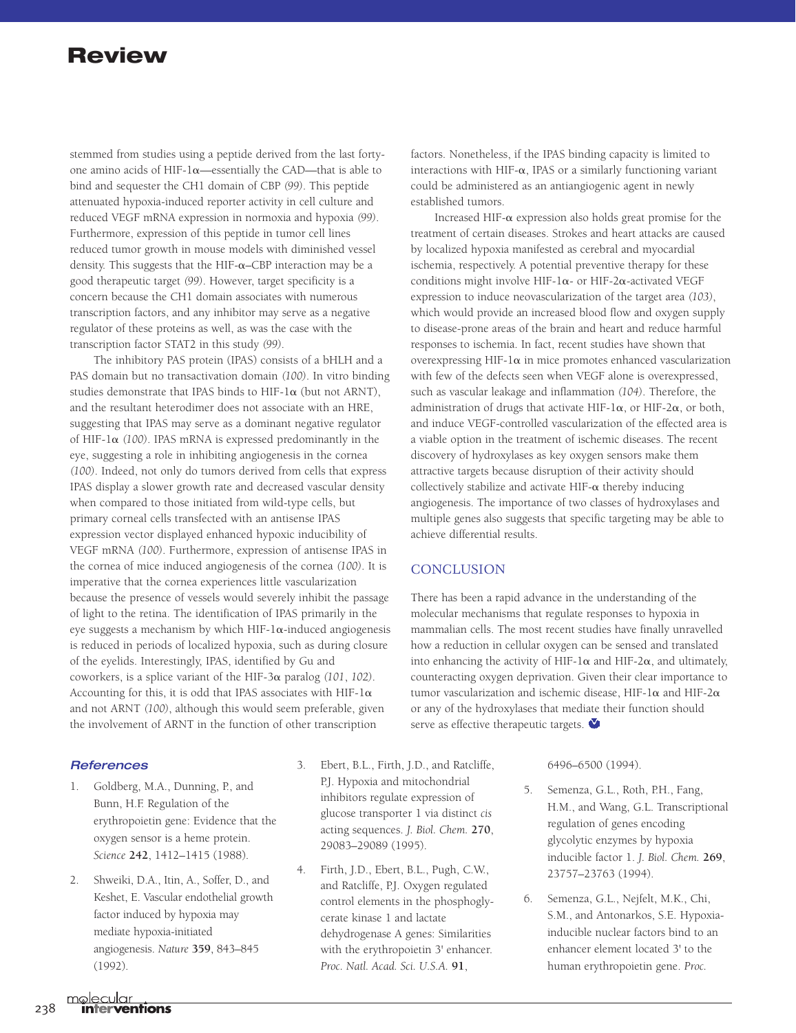stemmed from studies using a peptide derived from the last forty-one amino acids of HIF-1α—essentially the CAD—that is able to bind and sequester the CH1 domain of CBP *(99)*. This peptide attenuated hypoxia-induced reporter activity in cell culture and reduced VEGF mRNA expression in normoxia and hypoxia *(99)*. Furthermore, expression of this peptide in tumor cell lines reduced tumor growth in mouse models with diminished vessel density. This suggests that the HIF-α–CBP interaction may be a good therapeutic target *(99)*. However, target specificity is a concern because the CH1 domain associates with numerous transcription factors, and any inhibitor may serve as a negative regulator of these proteins as well, as was the case with the transcription factor STAT2 in this study *(99)*.

The inhibitory PAS protein (IPAS) consists of a bHLH and a PAS domain but no transactivation domain *(100)*. In vitro binding studies demonstrate that IPAS binds to HIF-1α (but not ARNT), and the resultant heterodimer does not associate with an HRE, suggesting that IPAS may serve as a dominant negative regulator of HIF-1α *(100)*. IPAS mRNA is expressed predominantly in the eye, suggesting a role in inhibiting angiogenesis in the cornea *(100)*. Indeed, not only do tumors derived from cells that express IPAS display a slower growth rate and decreased vascular density when compared to those initiated from wild-type cells, but primary corneal cells transfected with an antisense IPAS expression vector displayed enhanced hypoxic inducibility of VEGF mRNA *(100)*. Furthermore, expression of antisense IPAS in the cornea of mice induced angiogenesis of the cornea *(100)*. It is imperative that the cornea experiences little vascularization because the presence of vessels would severely inhibit the passage of light to the retina. The identification of IPAS primarily in the eye suggests a mechanism by which HIF-1α-induced angiogenesis is reduced in periods of localized hypoxia, such as during closure of the eyelids. Interestingly, IPAS, identified by Gu and coworkers, is a splice variant of the HIF-3α paralog *(101, 102)*. Accounting for this, it is odd that IPAS associates with HIF-1α and not ARNT *(100)*, although this would seem preferable, given the involvement of ARNT in the function of other transcription factors. Nonetheless, if the IPAS binding capacity is limited to interactions with HIF-α, IPAS or a similarly functioning variant could be administered as an antiangiogenic agent in newly established tumors.

Increased HIF-α expression also holds great promise for the treatment of certain diseases. Strokes and heart attacks are caused by localized hypoxia manifested as cerebral and myocardial ischemia, respectively. A potential preventive therapy for these conditions might involve HIF-1α- or HIF-2α-activated VEGF expression to induce neovascularization of the target area *(103)*, which would provide an increased blood flow and oxygen supply to disease-prone areas of the brain and heart and reduce harmful responses to ischemia. In fact, recent studies have shown that overexpressing HIF-1α in mice promotes enhanced vascularization with few of the defects seen when VEGF alone is overexpressed, such as vascular leakage and inflammation *(104)*. Therefore, the administration of drugs that activate HIF-1α, or HIF-2α, or both, and induce VEGF-controlled vascularization of the effected area is a viable option in the treatment of ischemic diseases. The recent discovery of hydroxylases as key oxygen sensors make them attractive targets because disruption of their activity should collectively stabilize and activate HIF-α thereby inducing angiogenesis. The importance of two classes of hydroxylases and multiple genes also suggests that specific targeting may be able to achieve differential results.

## CONCLUSION

There has been a rapid advance in the understanding of the molecular mechanisms that regulate responses to hypoxia in mammalian cells. The most recent studies have finally unravelled how a reduction in cellular oxygen can be sensed and translated into enhancing the activity of HIF-1α and HIF-2α, and ultimately, counteracting oxygen deprivation. Given their clear importance to tumor vascularization and ischemic disease, HIF-1α and HIF-2α or any of the hydroxylases that mediate their function should serve as effective therapeutic targets.

### References

1. Goldberg, M.A., Dunning, P., and Bunn, H.F. Regulation of the erythropoietin gene: Evidence that the oxygen sensor is a heme protein. *Science* **242**, 1412–1415 (1988).
2. Shweiki, D.A., Itin, A., Soffer, D., and Keshet, E. Vascular endothelial growth factor induced by hypoxia may mediate hypoxia-initiated angiogenesis. *Nature* **359**, 843–845 (1992).
3. Ebert, B.L., Firth, J.D., and Ratcliffe, P.J. Hypoxia and mitochondrial inhibitors regulate expression of glucose transporter 1 via distinct *cis* acting sequences. *J. Biol. Chem.* **270**, 29083–29089 (1995).
4. Firth, J.D., Ebert, B.L., Pugh, C.W., and Ratcliffe, P.J. Oxygen regulated control elements in the phosphoglycerate kinase 1 and lactate dehydrogenase A genes: Similarities with the erythropoietin 3' enhancer. *Proc. Natl. Acad. Sci. U.S.A.* **91**, 6496–6500 (1994).
5. Semenza, G.L., Roth, P.H., Fang, H.M., and Wang, G.L. Transcriptional regulation of genes encoding glycolytic enzymes by hypoxia inducible factor 1. *J. Biol. Chem.* **269**, 23757–23763 (1994).
6. Semenza, G.L., Nejfelt, M.K., Chi, S.M., and Antonarkos, S.E. Hypoxia-inducible nuclear factors bind to an enhancer element located 3' to the human erythropoietin gene. *Proc.*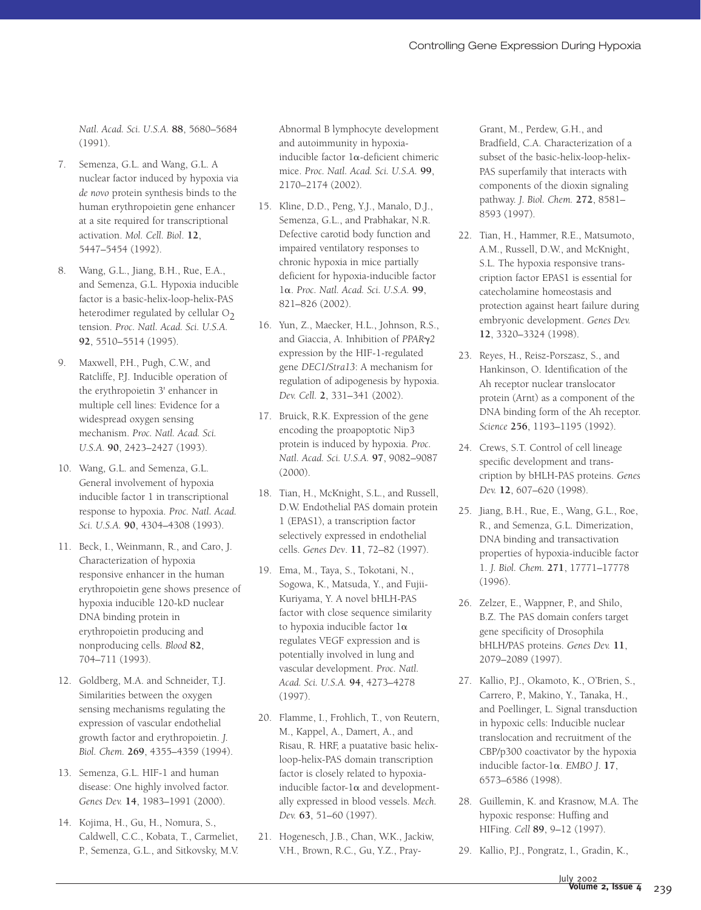*Natl. Acad. Sci. U.S.A.* **88**, 5680–5684 (1991).

7. Semenza, G.L. and Wang, G.L. A nuclear factor induced by hypoxia via *de novo* protein synthesis binds to the human erythropoietin gene enhancer at a site required for transcriptional activation. *Mol. Cell. Biol*. **12**, 5447–5454 (1992).

8. Wang, G.L., Jiang, B.H., Rue, E.A., and Semenza, G.L. Hypoxia inducible factor is a basic-helix-loop-helix-PAS heterodimer regulated by cellular $O_2$ tension. *Proc. Natl. Acad. Sci. U.S.A.* **92**, 5510–5514 (1995).

9. Maxwell, P.H., Pugh, C.W., and Ratcliffe, P.J. Inducible operation of the erythropoietin 3' enhancer in multiple cell lines: Evidence for a widespread oxygen sensing mechanism. *Proc. Natl. Acad. Sci. U.S.A.* **90**, 2423–2427 (1993).

10. Wang, G.L. and Semenza, G.L. General involvement of hypoxia inducible factor 1 in transcriptional response to hypoxia. *Proc. Natl. Acad. Sci. U.S.A.* **90**, 4304–4308 (1993).

11. Beck, I., Weinmann, R., and Caro, J. Characterization of hypoxia responsive enhancer in the human erythropoietin gene shows presence of hypoxia inducible 120-kD nuclear DNA binding protein in erythropoietin producing and nonproducing cells. *Blood* **82**, 704–711 (1993).

12. Goldberg, M.A. and Schneider, T.J. Similarities between the oxygen sensing mechanisms regulating the expression of vascular endothelial growth factor and erythropoietin. *J. Biol. Chem.* **269**, 4355–4359 (1994).

13. Semenza, G.L. HIF-1 and human disease: One highly involved factor. *Genes Dev.* **14**, 1983–1991 (2000).

14. Kojima, H., Gu, H., Nomura, S., Caldwell, C.C., Kobata, T., Carmeliet, P., Semenza, G.L., and Sitkovsky, M.V. Abnormal B lymphocyte development and autoimmunity in hypoxia-inducible factor 1α-deficient chimeric mice. *Proc. Natl. Acad. Sci. U.S.A.* **99**, 2170–2174 (2002).

15. Kline, D.D., Peng, Y.J., Manalo, D.J., Semenza, G.L., and Prabhakar, N.R. Defective carotid body function and impaired ventilatory responses to chronic hypoxia in mice partially deficient for hypoxia-inducible factor 1α. *Proc. Natl. Acad. Sci. U.S.A.* **99**, 821–826 (2002).

16. Yun, Z., Maecker, H.L., Johnson, R.S., and Giaccia, A. Inhibition of *PPARγ2* expression by the HIF-1-regulated gene *DEC1/Stra13*: A mechanism for regulation of adipogenesis by hypoxia. *Dev. Cell.* **2**, 331–341 (2002).

17. Bruick, R.K. Expression of the gene encoding the proapoptotic Nip3 protein is induced by hypoxia. *Proc. Natl. Acad. Sci. U.S.A.* **97**, 9082–9087 (2000).

18. Tian, H., McKnight, S.L., and Russell, D.W. Endothelial PAS domain protein 1 (EPAS1), a transcription factor selectively expressed in endothelial cells. *Genes Dev*. **11**, 72–82 (1997).

19. Ema, M., Taya, S., Tokotani, N., Sogowa, K., Matsuda, Y., and Fujii-Kuriyama, Y. A novel bHLH-PAS factor with close sequence similarity to hypoxia inducible factor 1α regulates VEGF expression and is potentially involved in lung and vascular development. *Proc. Natl. Acad. Sci. U.S.A.* **94**, 4273–4278 (1997).

20. Flamme, I., Frohlich, T., von Reutern, M., Kappel, A., Damert, A., and Risau, R. HRF, a puatative basic helix-loop-helix-PAS domain transcription factor is closely related to hypoxia-inducible factor-1α and developmentally expressed in blood vessels. *Mech. Dev.* **63**, 51–60 (1997).

21. Hogenesch, J.B., Chan, W.K., Jackiw, V.H., Brown, R.C., Gu, Y.Z., Pray-Grant, M., Perdew, G.H., and Bradfield, C.A. Characterization of a subset of the basic-helix-loop-helix-PAS superfamily that interacts with components of the dioxin signaling pathway. *J. Biol. Chem.* **272**, 8581–8593 (1997).

22. Tian, H., Hammer, R.E., Matsumoto, A.M., Russell, D.W., and McKnight, S.L. The hypoxia responsive transcription factor EPAS1 is essential for catecholamine homeostasis and protection against heart failure during embryonic development. *Genes Dev.* **12**, 3320–3324 (1998).

23. Reyes, H., Reisz-Porszasz, S., and Hankinson, O. Identification of the Ah receptor nuclear translocator protein (Arnt) as a component of the DNA binding form of the Ah receptor. *Science* **256**, 1193–1195 (1992).

24. Crews, S.T. Control of cell lineage specific development and transcription by bHLH-PAS proteins. *Genes Dev.* **12**, 607–620 (1998).

25. Jiang, B.H., Rue, E., Wang, G.L., Roe, R., and Semenza, G.L. Dimerization, DNA binding and transactivation properties of hypoxia-inducible factor 1. *J. Biol. Chem.* **271**, 17771–17778 (1996).

26. Zelzer, E., Wappner, P., and Shilo, B.Z. The PAS domain confers target gene specificity of Drosophila bHLH/PAS proteins. *Genes Dev.* **11**, 2079–2089 (1997).

27. Kallio, P.J., Okamoto, K., O'Brien, S., Carrero, P., Makino, Y., Tanaka, H., and Poellinger, L. Signal transduction in hypoxic cells: Inducible nuclear translocation and recruitment of the CBP/p300 coactivator by the hypoxia inducible factor-1α. *EMBO J.* **17**, 6573–6586 (1998).

28. Guillemin, K. and Krasnow, M.A. The hypoxic response: Huffing and HIFing. *Cell* **89**, 9–12 (1997).

29. Kallio, P.J., Pongratz, I., Gradin, K.,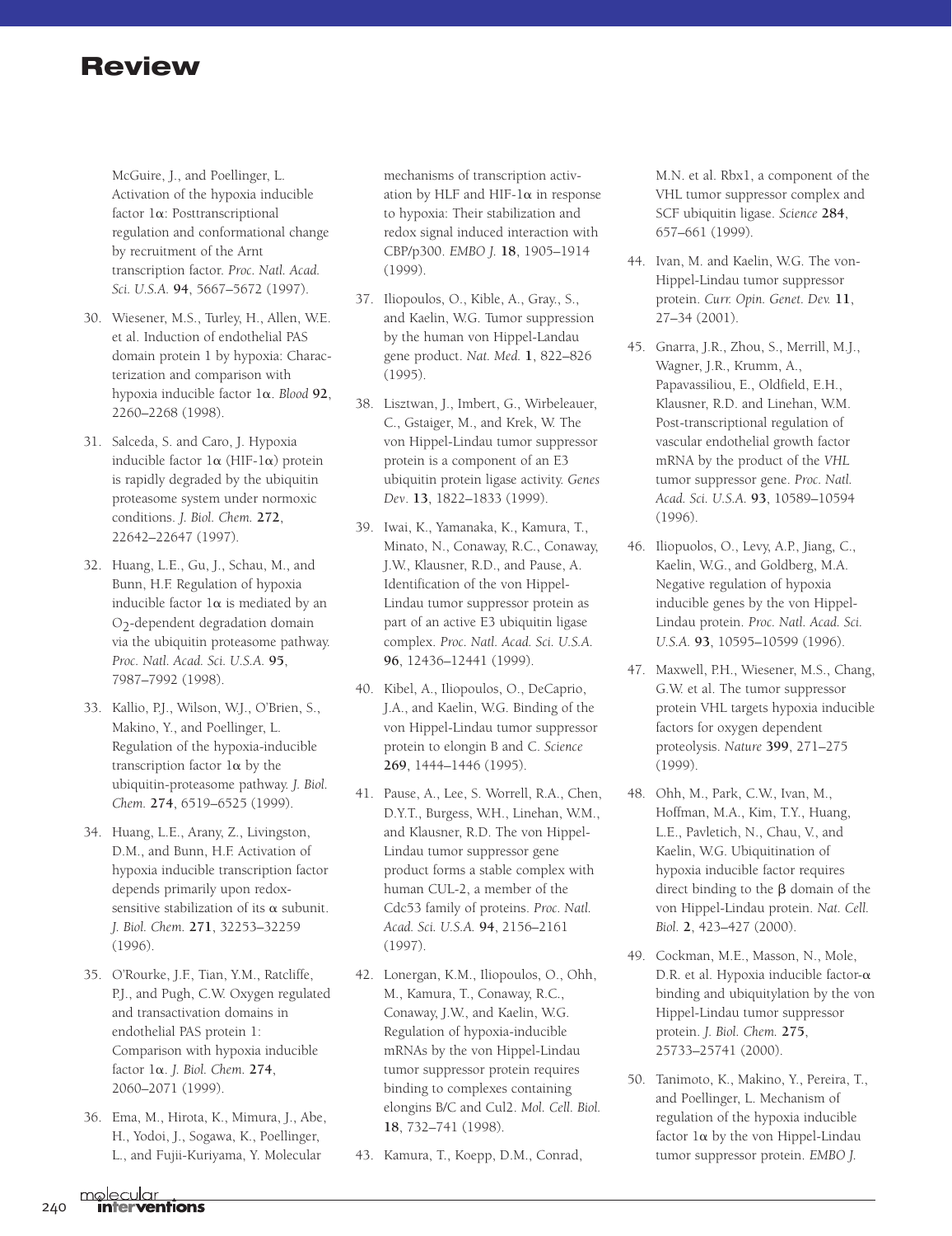McGuire, J., and Poellinger, L. Activation of the hypoxia inducible factor 1α: Posttranscriptional regulation and conformational change by recruitment of the Arnt transcription factor. *Proc. Natl. Acad. Sci. U.S.A.* **94**, 5667–5672 (1997).

30. Wiesener, M.S., Turley, H., Allen, W.E. et al. Induction of endothelial PAS domain protein 1 by hypoxia: Characterization and comparison with hypoxia inducible factor 1α. *Blood* **92**, 2260–2268 (1998).

31. Salceda, S. and Caro, J. Hypoxia inducible factor 1α (HIF-1α) protein is rapidly degraded by the ubiquitin proteasome system under normoxic conditions. *J. Biol. Chem.* **272**, 22642–22647 (1997).

32. Huang, L.E., Gu, J., Schau, M., and Bunn, H.F. Regulation of hypoxia inducible factor 1α is mediated by an $O_2$-dependent degradation domain via the ubiquitin proteasome pathway. *Proc. Natl. Acad. Sci. U.S.A.* **95**, 7987–7992 (1998).

33. Kallio, P.J., Wilson, W.J., O'Brien, S., Makino, Y., and Poellinger, L. Regulation of the hypoxia-inducible transcription factor 1α by the ubiquitin-proteasome pathway. *J. Biol. Chem.* **274**, 6519–6525 (1999).

34. Huang, L.E., Arany, Z., Livingston, D.M., and Bunn, H.F. Activation of hypoxia inducible transcription factor depends primarily upon redox-sensitive stabilization of its α subunit. *J. Biol. Chem.* **271**, 32253–32259 (1996).

35. O'Rourke, J.F., Tian, Y.M., Ratcliffe, P.J., and Pugh, C.W. Oxygen regulated and transactivation domains in endothelial PAS protein 1: Comparison with hypoxia inducible factor 1α. *J. Biol. Chem.* **274**, 2060–2071 (1999).

36. Ema, M., Hirota, K., Mimura, J., Abe, H., Yodoi, J., Sogawa, K., Poellinger, L., and Fujii-Kuriyama, Y. Molecular mechanisms of transcription activation by HLF and HIF-1α in response to hypoxia: Their stabilization and redox signal induced interaction with CBP/p300. *EMBO J.* **18**, 1905–1914 (1999).

37. Iliopoulos, O., Kible, A., Gray., S., and Kaelin, W.G. Tumor suppression by the human von Hippel-Landau gene product. *Nat. Med.* **1**, 822–826 (1995).

38. Lisztwan, J., Imbert, G., Wirbeleauer, C., Gstaiger, M., and Krek, W. The von Hippel-Lindau tumor suppressor protein is a component of an E3 ubiquitin protein ligase activity. *Genes Dev*. **13**, 1822–1833 (1999).

39. Iwai, K., Yamanaka, K., Kamura, T., Minato, N., Conaway, R.C., Conaway, J.W., Klausner, R.D., and Pause, A. Identification of the von Hippel-Lindau tumor suppressor protein as part of an active E3 ubiquitin ligase complex. *Proc. Natl. Acad. Sci. U.S.A.* **96**, 12436–12441 (1999).

40. Kibel, A., Iliopoulos, O., DeCaprio, J.A., and Kaelin, W.G. Binding of the von Hippel-Lindau tumor suppressor protein to elongin B and C. *Science* **269**, 1444–1446 (1995).

41. Pause, A., Lee, S. Worrell, R.A., Chen, D.Y.T., Burgess, W.H., Linehan, W.M., and Klausner, R.D. The von Hippel-Lindau tumor suppressor gene product forms a stable complex with human CUL-2, a member of the Cdc53 family of proteins. *Proc. Natl. Acad. Sci. U.S.A.* **94**, 2156–2161 (1997).

42. Lonergan, K.M., Iliopoulos, O., Ohh, M., Kamura, T., Conaway, R.C., Conaway, J.W., and Kaelin, W.G. Regulation of hypoxia-inducible mRNAs by the von Hippel-Lindau tumor suppressor protein requires binding to complexes containing elongins B/C and Cul2. *Mol. Cell. Biol.* **18**, 732–741 (1998).

43. Kamura, T., Koepp, D.M., Conrad, M.N. et al. Rbx1, a component of the VHL tumor suppressor complex and SCF ubiquitin ligase. *Science* **284**, 657–661 (1999).

44. Ivan, M. and Kaelin, W.G. The von-Hippel-Lindau tumor suppressor protein. *Curr. Opin. Genet. Dev.* **11**, 27–34 (2001).

45. Gnarra, J.R., Zhou, S., Merrill, M.J., Wagner, J.R., Krumm, A., Papavassiliou, E., Oldfield, E.H., Klausner, R.D. and Linehan, W.M. Post-transcriptional regulation of vascular endothelial growth factor mRNA by the product of the *VHL* tumor suppressor gene. *Proc. Natl. Acad. Sci. U.S.A.* **93**, 10589–10594 (1996).

46. Iliopuolos, O., Levy, A.P., Jiang, C., Kaelin, W.G., and Goldberg, M.A. Negative regulation of hypoxia inducible genes by the von Hippel-Lindau protein. *Proc. Natl. Acad. Sci. U.S.A.* **93**, 10595–10599 (1996).

47. Maxwell, P.H., Wiesener, M.S., Chang, G.W. et al. The tumor suppressor protein VHL targets hypoxia inducible factors for oxygen dependent proteolysis. *Nature* **399**, 271–275 (1999).

48. Ohh, M., Park, C.W., Ivan, M., Hoffman, M.A., Kim, T.Y., Huang, L.E., Pavletich, N., Chau, V., and Kaelin, W.G. Ubiquitination of hypoxia inducible factor requires direct binding to the β domain of the von Hippel-Lindau protein. *Nat. Cell. Biol.* **2**, 423–427 (2000).

49. Cockman, M.E., Masson, N., Mole, D.R. et al. Hypoxia inducible factor-α binding and ubiquitylation by the von Hippel-Lindau tumor suppressor protein. *J. Biol. Chem.* **275**, 25733–25741 (2000).

50. Tanimoto, K., Makino, Y., Pereira, T., and Poellinger, L. Mechanism of regulation of the hypoxia inducible factor 1α by the von Hippel-Lindau tumor suppressor protein. *EMBO J.*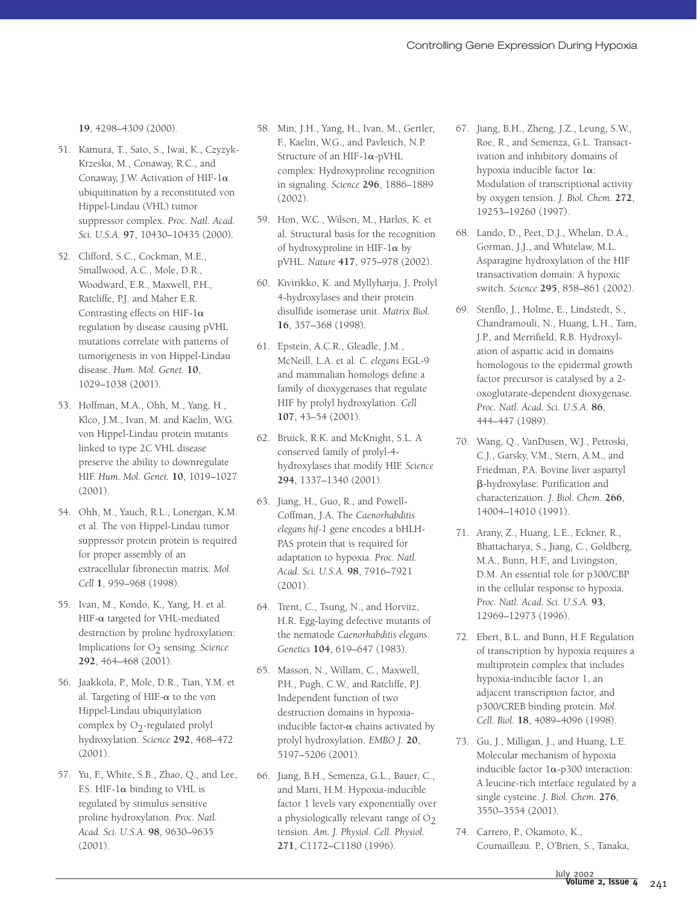**19**, 4298–4309 (2000).

51. Kamura, T., Sato, S., Iwai, K., Czyzyk-Krzeska, M., Conaway, R.C., and Conaway, J.W. Activation of HIF-1α ubiquitination by a reconstituted von Hippel-Lindau (VHL) tumor suppressor complex. *Proc. Natl. Acad. Sci. U.S.A.* **97**, 10430–10435 (2000).

52. Clifford, S.C., Cockman, M.E., Smallwood, A.C., Mole, D.R., Woodward, E.R., Maxwell, P.H., Ratcliffe, P.J. and Maher E.R. Contrasting effects on HIF-1α regulation by disease causing pVHL mutations correlate with patterns of tumorigenesis in von Hippel-Lindau disease. *Hum. Mol. Genet.* **10**, 1029–1038 (2001).

53. Hoffman, M.A., Ohh, M., Yang, H., Klco, J.M., Ivan, M. and Kaelin, W.G. von Hippel-Lindau protein mutants linked to type 2C VHL disease preserve the ability to downregulate HIF. *Hum. Mol. Genet.* **10**, 1019–1027 (2001).

54. Ohh, M., Yauch, R.L., Lonergan, K.M. et al. The von Hippel-Lindau tumor suppressor protein protein is required for proper assembly of an extracellular fibronectin matrix. *Mol. Cell* **1**, 959–968 (1998).

55. Ivan, M., Kondo, K., Yang, H. et al. HIF-α targeted for VHL-mediated destruction by proline hydroxylation: Implications for $O_2$ sensing. *Science* **292**, 464–468 (2001).

56. Jaakkola, P., Mole, D.R., Tian, Y.M. et al. Targeting of HIF-α to the von Hippel-Lindau ubiquitylation complex by $O_2$-regulated prolyl hydroxylation. *Science* **292**, 468–472 (2001).

57. Yu, F., White, S.B., Zhao, Q., and Lee, F.S. HIF-1α binding to VHL is regulated by stimulus sensitive proline hydroxylation. *Proc. Natl. Acad. Sci. U.S.A.* **98**, 9630–9635 (2001).

58. Min, J.H., Yang, H., Ivan, M., Gertler, F., Kaelin, W.G., and Pavletich, N.P. Structure of an HIF-1α-pVHL complex: Hydroxyproline recognition in signaling. *Science* **296**, 1886–1889 (2002).

59. Hon, W.C., Wilson, M., Harlos, K. et al. Structural basis for the recognition of hydroxyproline in HIF-1α by pVHL. *Nature* **417**, 975–978 (2002).

60. Kivirikko, K. and Myllyharju, J. Prolyl 4-hydroxylases and their protein disulfide isomerase unit. *Matrix Biol.* **16**, 357–368 (1998).

61. Epstein, A.C.R., Gleadle, J.M., McNeill, L.A. et al. *C. elegans* EGL-9 and mammalian homologs define a family of dioxygenases that regulate HIF by prolyl hydroxylation. *Cell* **107**, 43–54 (2001).

62. Bruick, R.K. and McKnight, S.L. A conserved family of prolyl-4-hydroxylases that modify HIF. *Science* **294**, 1337–1340 (2001).

63. Jiang, H., Guo, R., and Powell-Coffman, J.A. The *Caenorhabditis elegans hif-1* gene encodes a bHLH-PAS protein that is required for adaptation to hypoxia. *Proc. Natl. Acad. Sci. U.S.A.* **98**, 7916–7921 (2001).

64. Trent, C., Tsung, N., and Horvitz, H.R. Egg-laying defective mutants of the nematode *Caenorhabditis elegans*. *Genetics* **104**, 619–647 (1983).

65. Masson, N., Willam, C., Maxwell, P.H., Pugh, C.W., and Ratcliffe, P.J. Independent function of two destruction domains in hypoxia-inducible factor-α chains activated by prolyl hydroxylation. *EMBO J.* **20**, 5197–5206 (2001).

66. Jiang, B.H., Semenza, G.L., Bauer, C., and Marti, H.M. Hypoxia-inducible factor 1 levels vary exponentially over a physiologically relevant range of $O_2$ tension. *Am. J. Physiol. Cell. Physiol.* **271**, C1172–C1180 (1996).

67. Jiang, B.H., Zheng, J.Z., Leung, S.W., Roe, R., and Semenza, G.L. Transactivation and inhibitory domains of hypoxia inducible factor 1α: Modulation of transcriptional activity by oxygen tension. *J. Biol. Chem.* **272**, 19253–19260 (1997).

68. Lando, D., Peet, D.J., Whelan, D.A., Gorman, J.J., and Whitelaw, M.L. Asparagine hydroxylation of the HIF transactivation domain: A hypoxic switch. *Science* **295**, 858–861 (2002).

69. Stenflo, J., Holme, E., Lindstedt, S., Chandramouli, N., Huang, L.H., Tam, J.P., and Merrifield, R.B. Hydroxylation of aspartic acid in domains homologous to the epidermal growth factor precursor is catalysed by a 2-oxoglutarate-dependent dioxygenase. *Proc. Natl. Acad. Sci. U.S.A.* **86**, 444–447 (1989).

70. Wang, Q., VanDusen, W.J., Petroski, C.J., Garsky, V.M., Stern, A.M., and Friedman, P.A. Bovine liver aspartyl β-hydroxylase: Purification and characterization. *J. Biol. Chem.* **266**, 14004–14010 (1991).

71. Arany, Z., Huang, L.E., Eckner, R., Bhattacharya, S., Jiang, C., Goldberg, M.A., Bunn, H.F., and Livingston, D.M. An essential role for p300/CBP in the cellular response to hypoxia. *Proc. Natl. Acad. Sci. U.S.A.* **93**, 12969–12973 (1996).

72. Ebert, B.L. and Bunn, H.F. Regulation of transcription by hypoxia requires a multiprotein complex that includes hypoxia-inducible factor 1, an adjacent transcription factor, and p300/CREB binding protein. *Mol. Cell. Biol.* **18**, 4089–4096 (1998).

73. Gu, J., Milligan, J., and Huang, L.E. Molecular mechanism of hypoxia inducible factor 1α-p300 interaction: A leucine-rich interface regulated by a single cysteine. *J. Biol. Chem.* **276**, 3550–3554 (2001).

74. Carrero, P., Okamoto, K., Coumailleau. P., O'Brien, S., Tanaka,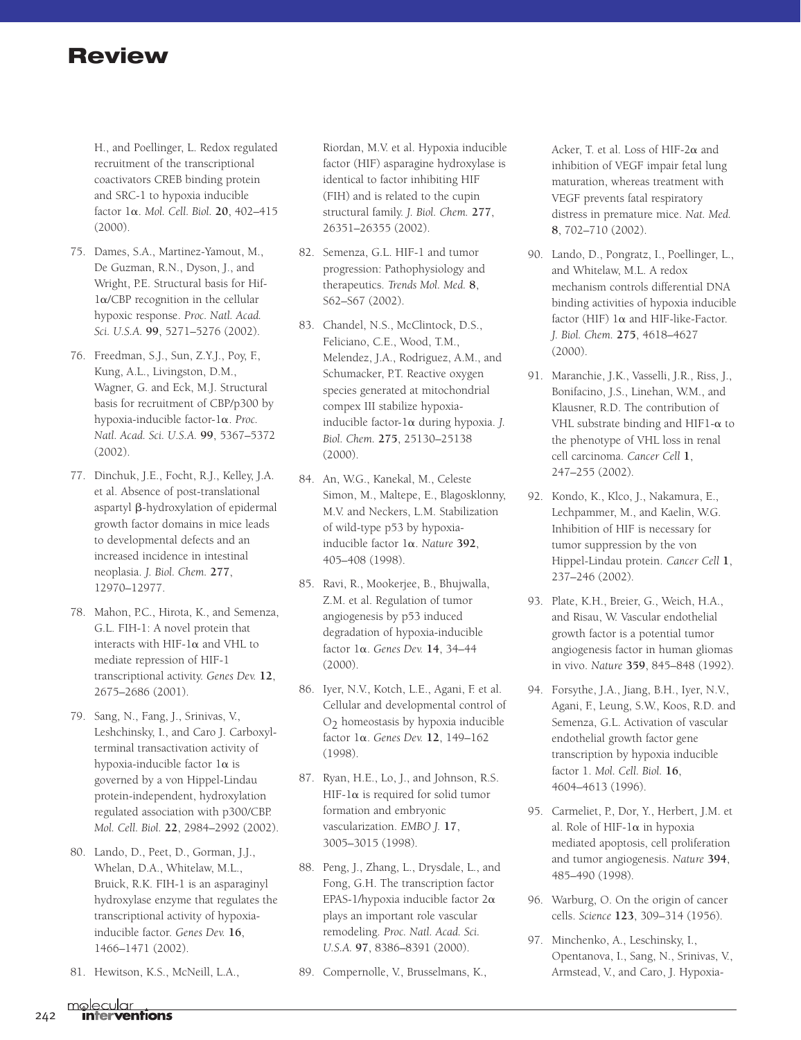H., and Poellinger, L. Redox regulated recruitment of the transcriptional coactivators CREB binding protein and SRC-1 to hypoxia inducible factor 1α. *Mol. Cell. Biol.* **20**, 402–415 (2000).

75. Dames, S.A., Martinez-Yamout, M., De Guzman, R.N., Dyson, J., and Wright, P.E. Structural basis for Hif-1α/CBP recognition in the cellular hypoxic response. *Proc. Natl. Acad. Sci. U.S.A.* **99**, 5271–5276 (2002).

76. Freedman, S.J., Sun, Z.Y.J., Poy, F., Kung, A.L., Livingston, D.M., Wagner, G. and Eck, M.J. Structural basis for recruitment of CBP/p300 by hypoxia-inducible factor-1α. *Proc. Natl. Acad. Sci. U.S.A.* **99**, 5367–5372 (2002).

77. Dinchuk, J.E., Focht, R.J., Kelley, J.A. et al. Absence of post-translational aspartyl β-hydroxylation of epidermal growth factor domains in mice leads to developmental defects and an increased incidence in intestinal neoplasia. *J. Biol. Chem.* **277**, 12970–12977.

78. Mahon, P.C., Hirota, K., and Semenza, G.L. FIH-1: A novel protein that interacts with HIF-1α and VHL to mediate repression of HIF-1 transcriptional activity. *Genes Dev.* **12**, 2675–2686 (2001).

79. Sang, N., Fang, J., Srinivas, V., Leshchinsky, I., and Caro J. Carboxyl-terminal transactivation activity of hypoxia-inducible factor 1α is governed by a von Hippel-Lindau protein-independent, hydroxylation regulated association with p300/CBP. *Mol. Cell. Biol.* **22**, 2984–2992 (2002).

80. Lando, D., Peet, D., Gorman, J.J., Whelan, D.A., Whitelaw, M.L., Bruick, R.K. FIH-1 is an asparaginyl hydroxylase enzyme that regulates the transcriptional activity of hypoxia-inducible factor. *Genes Dev.* **16**, 1466–1471 (2002).

81. Hewitson, K.S., McNeill, L.A., Riordan, M.V. et al. Hypoxia inducible factor (HIF) asparagine hydroxylase is identical to factor inhibiting HIF (FIH) and is related to the cupin structural family. *J. Biol. Chem.* **277**, 26351–26355 (2002).

82. Semenza, G.L. HIF-1 and tumor progression: Pathophysiology and therapeutics. *Trends Mol. Med.* **8**, S62–S67 (2002).

83. Chandel, N.S., McClintock, D.S., Feliciano, C.E., Wood, T.M., Melendez, J.A., Rodriguez, A.M., and Schumacker, P.T. Reactive oxygen species generated at mitochondrial compex III stabilize hypoxia-inducible factor-1α during hypoxia. *J. Biol. Chem.* **275**, 25130–25138 (2000).

84. An, W.G., Kanekal, M., Celeste Simon, M., Maltepe, E., Blagosklonny, M.V. and Neckers, L.M. Stabilization of wild-type p53 by hypoxia-inducible factor 1α. *Nature* **392**, 405–408 (1998).

85. Ravi, R., Mookerjee, B., Bhujwalla, Z.M. et al. Regulation of tumor angiogenesis by p53 induced degradation of hypoxia-inducible factor 1α. *Genes Dev.* **14**, 34–44 (2000).

86. Iyer, N.V., Kotch, L.E., Agani, F. et al. Cellular and developmental control of $O_2$ homeostasis by hypoxia inducible factor 1α. *Genes Dev.* **12**, 149–162 (1998).

87. Ryan, H.E., Lo, J., and Johnson, R.S. HIF-1α is required for solid tumor formation and embryonic vascularization. *EMBO J.* **17**, 3005–3015 (1998).

88. Peng, J., Zhang, L., Drysdale, L., and Fong, G.H. The transcription factor EPAS-1/hypoxia inducible factor 2α plays an important role vascular remodeling. *Proc. Natl. Acad. Sci. U.S.A.* **97**, 8386–8391 (2000).

89. Compernolle, V., Brusselmans, K., Acker, T. et al. Loss of HIF-2α and inhibition of VEGF impair fetal lung maturation, whereas treatment with VEGF prevents fatal respiratory distress in premature mice. *Nat. Med.* **8**, 702–710 (2002).

90. Lando, D., Pongratz, I., Poellinger, L., and Whitelaw, M.L. A redox mechanism controls differential DNA binding activities of hypoxia inducible factor (HIF) 1α and HIF-like-Factor. *J. Biol. Chem.* **275**, 4618–4627 (2000).

91. Maranchie, J.K., Vasselli, J.R., Riss, J., Bonifacino, J.S., Linehan, W.M., and Klausner, R.D. The contribution of VHL substrate binding and HIF1-α to the phenotype of VHL loss in renal cell carcinoma. *Cancer Cell* **1**, 247–255 (2002).

92. Kondo, K., Klco, J., Nakamura, E., Lechpammer, M., and Kaelin, W.G. Inhibition of HIF is necessary for tumor suppression by the von Hippel-Lindau protein. *Cancer Cell* **1**, 237–246 (2002).

93. Plate, K.H., Breier, G., Weich, H.A., and Risau, W. Vascular endothelial growth factor is a potential tumor angiogenesis factor in human gliomas in vivo. *Nature* **359**, 845–848 (1992).

94. Forsythe, J.A., Jiang, B.H., Iyer, N.V., Agani, F., Leung, S.W., Koos, R.D. and Semenza, G.L. Activation of vascular endothelial growth factor gene transcription by hypoxia inducible factor 1. *Mol. Cell. Biol.* **16**, 4604–4613 (1996).

95. Carmeliet, P., Dor, Y., Herbert, J.M. et al. Role of HIF-1α in hypoxia mediated apoptosis, cell proliferation and tumor angiogenesis. *Nature* **394**, 485–490 (1998).

96. Warburg, O. On the origin of cancer cells. *Science* **123**, 309–314 (1956).

97. Minchenko, A., Leschinsky, I., Opentanova, I., Sang, N., Srinivas, V., Armstead, V., and Caro, J. Hypoxia-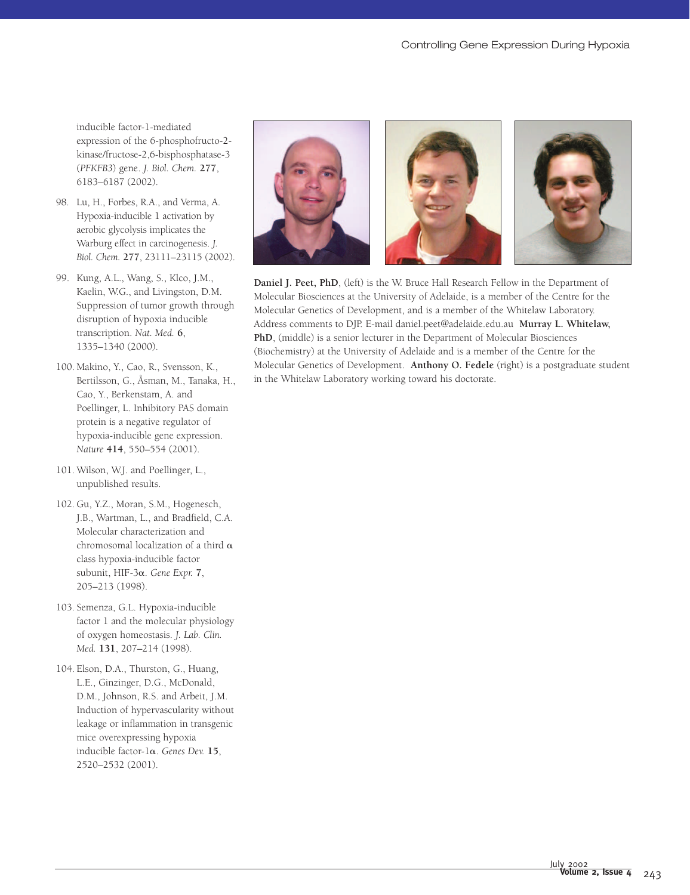inducible factor-1-mediated expression of the 6-phosphofructo-2-kinase/fructose-2,6-bisphosphatase-3 (*PFKFB3*) gene. *J. Biol. Chem.* **277**, 6183–6187 (2002).

98. Lu, H., Forbes, R.A., and Verma, A. Hypoxia-inducible 1 activation by aerobic glycolysis implicates the Warburg effect in carcinogenesis. *J. Biol. Chem.* **277**, 23111–23115 (2002).

99. Kung, A.L., Wang, S., Klco, J.M., Kaelin, W.G., and Livingston, D.M. Suppression of tumor growth through disruption of hypoxia inducible transcription. *Nat. Med.* **6**, 1335–1340 (2000).

100. Makino, Y., Cao, R., Svensson, K., Bertilsson, G., Åsman, M., Tanaka, H., Cao, Y., Berkenstam, A. and Poellinger, L. Inhibitory PAS domain protein is a negative regulator of hypoxia-inducible gene expression. *Nature* **414**, 550–554 (2001).

101. Wilson, W.J. and Poellinger, L., unpublished results.

102. Gu, Y.Z., Moran, S.M., Hogenesch, J.B., Wartman, L., and Bradfield, C.A. Molecular characterization and chromosomal localization of a third $\alpha$ class hypoxia-inducible factor subunit, HIF-3$\alpha$. *Gene Expr.* **7**, 205–213 (1998).

103. Semenza, G.L. Hypoxia-inducible factor 1 and the molecular physiology of oxygen homeostasis. *J. Lab. Clin. Med.* **131**, 207–214 (1998).

104. Elson, D.A., Thurston, G., Huang, L.E., Ginzinger, D.G., McDonald, D.M., Johnson, R.S. and Arbeit, J.M. Induction of hypervascularity without leakage or inflammation in transgenic mice overexpressing hypoxia inducible factor-1$\alpha$. *Genes Dev.* **15**, 2520–2532 (2001).

**Daniel J. Peet, PhD**, (left) is the W. Bruce Hall Research Fellow in the Department of Molecular Biosciences at the University of Adelaide, is a member of the Centre for the Molecular Genetics of Development, and is a member of the Whitelaw Laboratory. Address comments to DJP. E-mail daniel.peet@adelaide.edu.au **Murray L. Whitelaw, PhD**, (middle) is a senior lecturer in the Department of Molecular Biosciences (Biochemistry) at the University of Adelaide and is a member of the Centre for the Molecular Genetics of Development. **Anthony O. Fedele** (right) is a postgraduate student in the Whitelaw Laboratory working toward his doctorate.